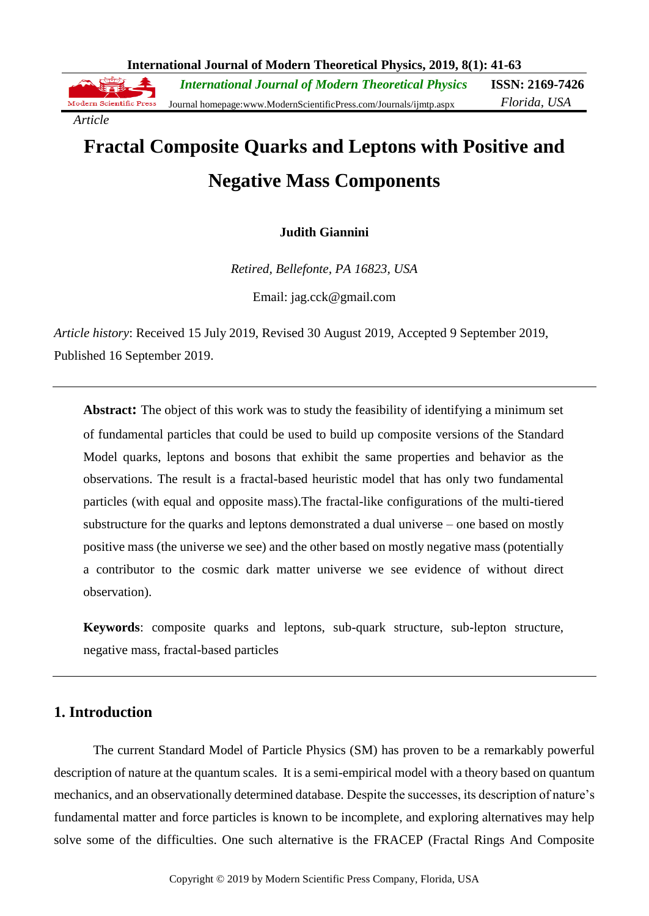*Article*

# Fractal Composite Quarks and Leptons with Positive and Negative Mass Components

**Judith Giannini**

*Retired, Bellefonte, PA 16823, USA*

Email: jag.cck@gmail.com

*Article history*: Received 15 July 2019, Revised 30 August 2019, Accepted 9 September 2019, Published 16 September 2019.

---

**Abstract:** The object of this work was to study the feasibility of identifying a minimum set of fundamental particles that could be used to build up composite versions of the Standard Model quarks, leptons and bosons that exhibit the same properties and behavior as the observations. The result is a fractal-based heuristic model that has only two fundamental particles (with equal and opposite mass).The fractal-like configurations of the multi-tiered substructure for the quarks and leptons demonstrated a dual universe – one based on mostly positive mass (the universe we see) and the other based on mostly negative mass (potentially a contributor to the cosmic dark matter universe we see evidence of without direct observation).

**Keywords**: composite quarks and leptons, sub-quark structure, sub-lepton structure, negative mass, fractal-based particles

---

## 1. Introduction

The current Standard Model of Particle Physics (SM) has proven to be a remarkably powerful description of nature at the quantum scales. It is a semi-empirical model with a theory based on quantum mechanics, and an observationally determined database. Despite the successes, its description of nature's fundamental matter and force particles is known to be incomplete, and exploring alternatives may help solve some of the difficulties. One such alternative is the FRACEP (Fractal Rings And Composite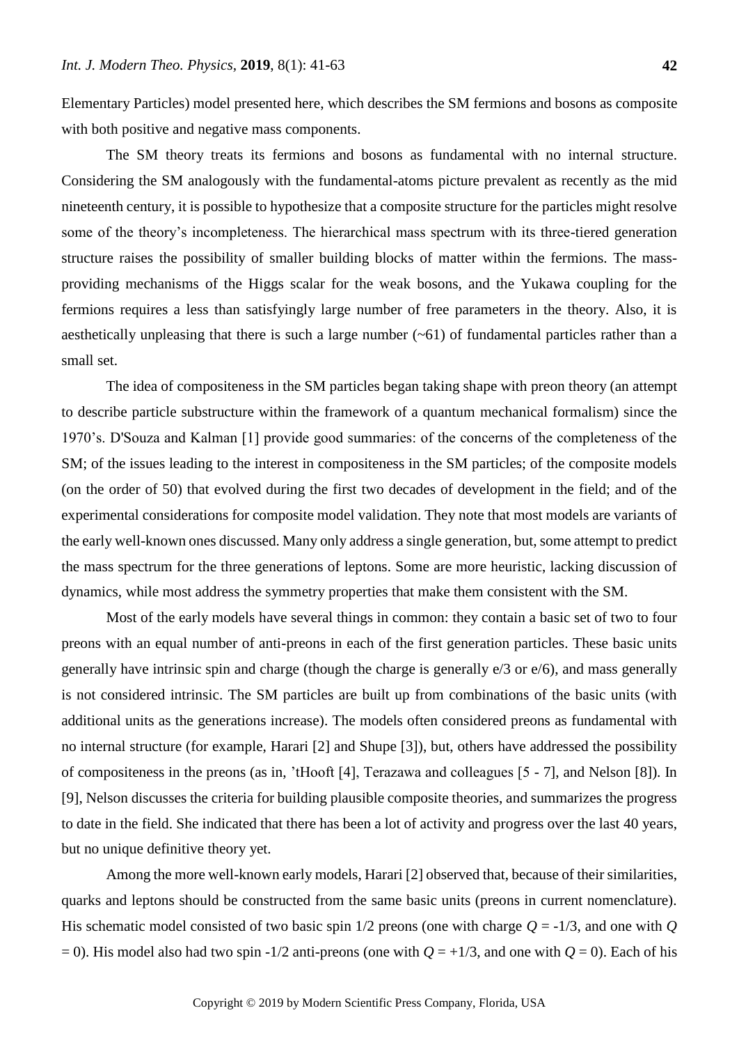Elementary Particles) model presented here, which describes the SM fermions and bosons as composite with both positive and negative mass components.

The SM theory treats its fermions and bosons as fundamental with no internal structure. Considering the SM analogously with the fundamental-atoms picture prevalent as recently as the mid nineteenth century, it is possible to hypothesize that a composite structure for the particles might resolve some of the theory's incompleteness. The hierarchical mass spectrum with its three-tiered generation structure raises the possibility of smaller building blocks of matter within the fermions. The mass-providing mechanisms of the Higgs scalar for the weak bosons, and the Yukawa coupling for the fermions requires a less than satisfyingly large number of free parameters in the theory. Also, it is aesthetically unpleasing that there is such a large number (~61) of fundamental particles rather than a small set.

The idea of compositeness in the SM particles began taking shape with preon theory (an attempt to describe particle substructure within the framework of a quantum mechanical formalism) since the 1970's. D'Souza and Kalman [1] provide good summaries: of the concerns of the completeness of the SM; of the issues leading to the interest in compositeness in the SM particles; of the composite models (on the order of 50) that evolved during the first two decades of development in the field; and of the experimental considerations for composite model validation. They note that most models are variants of the early well-known ones discussed. Many only address a single generation, but, some attempt to predict the mass spectrum for the three generations of leptons. Some are more heuristic, lacking discussion of dynamics, while most address the symmetry properties that make them consistent with the SM.

Most of the early models have several things in common: they contain a basic set of two to four preons with an equal number of anti-preons in each of the first generation particles. These basic units generally have intrinsic spin and charge (though the charge is generally e/3 or e/6), and mass generally is not considered intrinsic. The SM particles are built up from combinations of the basic units (with additional units as the generations increase). The models often considered preons as fundamental with no internal structure (for example, Harari [2] and Shupe [3]), but, others have addressed the possibility of compositeness in the preons (as in, 'tHooft [4], Terazawa and colleagues [5 - 7], and Nelson [8]). In [9], Nelson discusses the criteria for building plausible composite theories, and summarizes the progress to date in the field. She indicated that there has been a lot of activity and progress over the last 40 years, but no unique definitive theory yet.

Among the more well-known early models, Harari [2] observed that, because of their similarities, quarks and leptons should be constructed from the same basic units (preons in current nomenclature). His schematic model consisted of two basic spin 1/2 preons (one with charge $Q = -1/3$, and one with $Q = 0$). His model also had two spin -1/2 anti-preons (one with $Q = +1/3$, and one with $Q = 0$). Each of his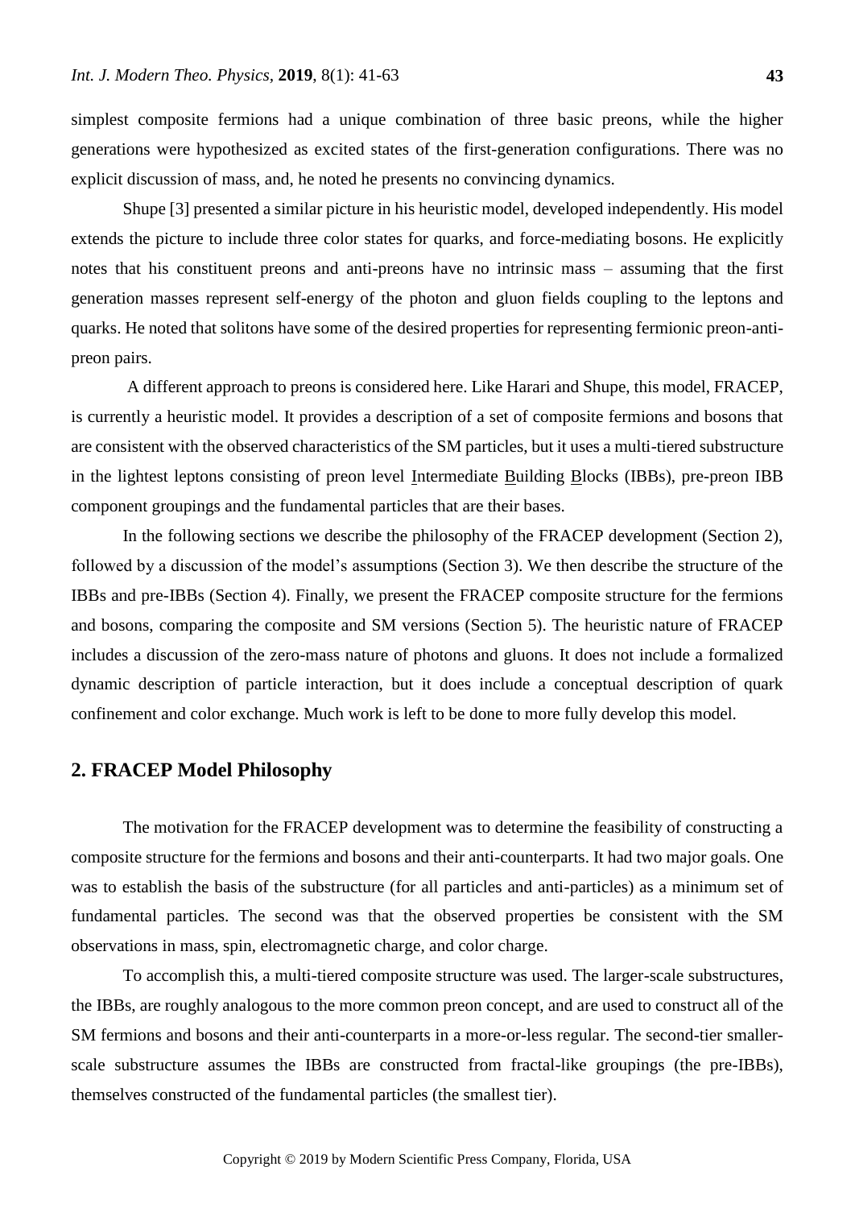simplest composite fermions had a unique combination of three basic preons, while the higher generations were hypothesized as excited states of the first-generation configurations. There was no explicit discussion of mass, and, he noted he presents no convincing dynamics.

Shupe [3] presented a similar picture in his heuristic model, developed independently. His model extends the picture to include three color states for quarks, and force-mediating bosons. He explicitly notes that his constituent preons and anti-preons have no intrinsic mass – assuming that the first generation masses represent self-energy of the photon and gluon fields coupling to the leptons and quarks. He noted that solitons have some of the desired properties for representing fermionic preon-anti-preon pairs.

A different approach to preons is considered here. Like Harari and Shupe, this model, FRACEP, is currently a heuristic model. It provides a description of a set of composite fermions and bosons that are consistent with the observed characteristics of the SM particles, but it uses a multi-tiered substructure in the lightest leptons consisting of preon level Intermediate Building Blocks (IBBs), pre-preon IBB component groupings and the fundamental particles that are their bases.

In the following sections we describe the philosophy of the FRACEP development (Section 2), followed by a discussion of the model's assumptions (Section 3). We then describe the structure of the IBBs and pre-IBBs (Section 4). Finally, we present the FRACEP composite structure for the fermions and bosons, comparing the composite and SM versions (Section 5). The heuristic nature of FRACEP includes a discussion of the zero-mass nature of photons and gluons. It does not include a formalized dynamic description of particle interaction, but it does include a conceptual description of quark confinement and color exchange. Much work is left to be done to more fully develop this model.

## 2. FRACEP Model Philosophy

The motivation for the FRACEP development was to determine the feasibility of constructing a composite structure for the fermions and bosons and their anti-counterparts. It had two major goals. One was to establish the basis of the substructure (for all particles and anti-particles) as a minimum set of fundamental particles. The second was that the observed properties be consistent with the SM observations in mass, spin, electromagnetic charge, and color charge.

To accomplish this, a multi-tiered composite structure was used. The larger-scale substructures, the IBBs, are roughly analogous to the more common preon concept, and are used to construct all of the SM fermions and bosons and their anti-counterparts in a more-or-less regular. The second-tier smaller-scale substructure assumes the IBBs are constructed from fractal-like groupings (the pre-IBBs), themselves constructed of the fundamental particles (the smallest tier).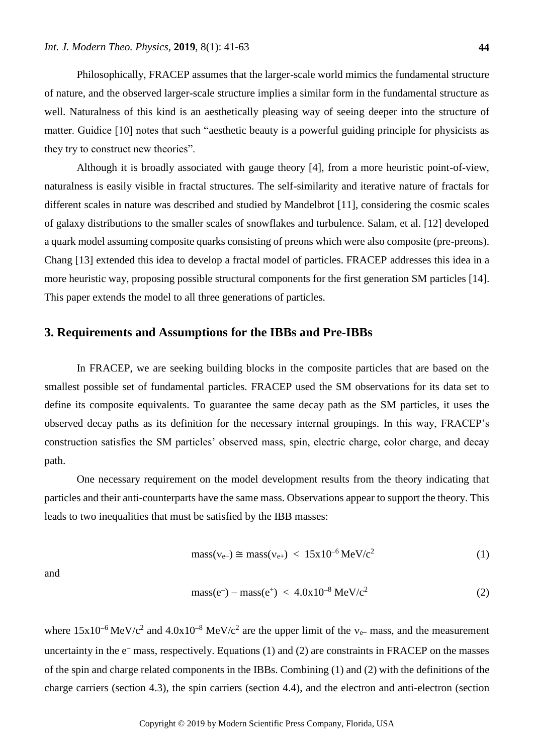Philosophically, FRACEP assumes that the larger-scale world mimics the fundamental structure of nature, and the observed larger-scale structure implies a similar form in the fundamental structure as well. Naturalness of this kind is an aesthetically pleasing way of seeing deeper into the structure of matter. Guidice [10] notes that such "aesthetic beauty is a powerful guiding principle for physicists as they try to construct new theories".

Although it is broadly associated with gauge theory [4], from a more heuristic point-of-view, naturalness is easily visible in fractal structures. The self-similarity and iterative nature of fractals for different scales in nature was described and studied by Mandelbrot [11], considering the cosmic scales of galaxy distributions to the smaller scales of snowflakes and turbulence. Salam, et al. [12] developed a quark model assuming composite quarks consisting of preons which were also composite (pre-preons). Chang [13] extended this idea to develop a fractal model of particles. FRACEP addresses this idea in a more heuristic way, proposing possible structural components for the first generation SM particles [14]. This paper extends the model to all three generations of particles.

## 3. Requirements and Assumptions for the IBBs and Pre-IBBs

In FRACEP, we are seeking building blocks in the composite particles that are based on the smallest possible set of fundamental particles. FRACEP used the SM observations for its data set to define its composite equivalents. To guarantee the same decay path as the SM particles, it uses the observed decay paths as its definition for the necessary internal groupings. In this way, FRACEP's construction satisfies the SM particles' observed mass, spin, electric charge, color charge, and decay path.

One necessary requirement on the model development results from the theory indicating that particles and their anti-counterparts have the same mass. Observations appear to support the theory. This leads to two inequalities that must be satisfied by the IBB masses:

$$\text{mass}(\nu_{e-}) \cong \text{mass}(\nu_{e+}) \; < \; 15\text{x}10^{-6}\,\text{MeV/c}^2 \tag{1}$$

and

$$\text{mass}(e^-) - \text{mass}(e^+) \; < \; 4.0\text{x}10^{-8}\,\text{MeV/c}^2 \tag{2}$$

where $15\text{x}10^{-6}$ MeV/c$^2$ and $4.0\text{x}10^{-8}$ MeV/c$^2$ are the upper limit of the $\nu_{e-}$ mass, and the measurement uncertainty in the $e^-$ mass, respectively. Equations (1) and (2) are constraints in FRACEP on the masses of the spin and charge related components in the IBBs. Combining (1) and (2) with the definitions of the charge carriers (section 4.3), the spin carriers (section 4.4), and the electron and anti-electron (section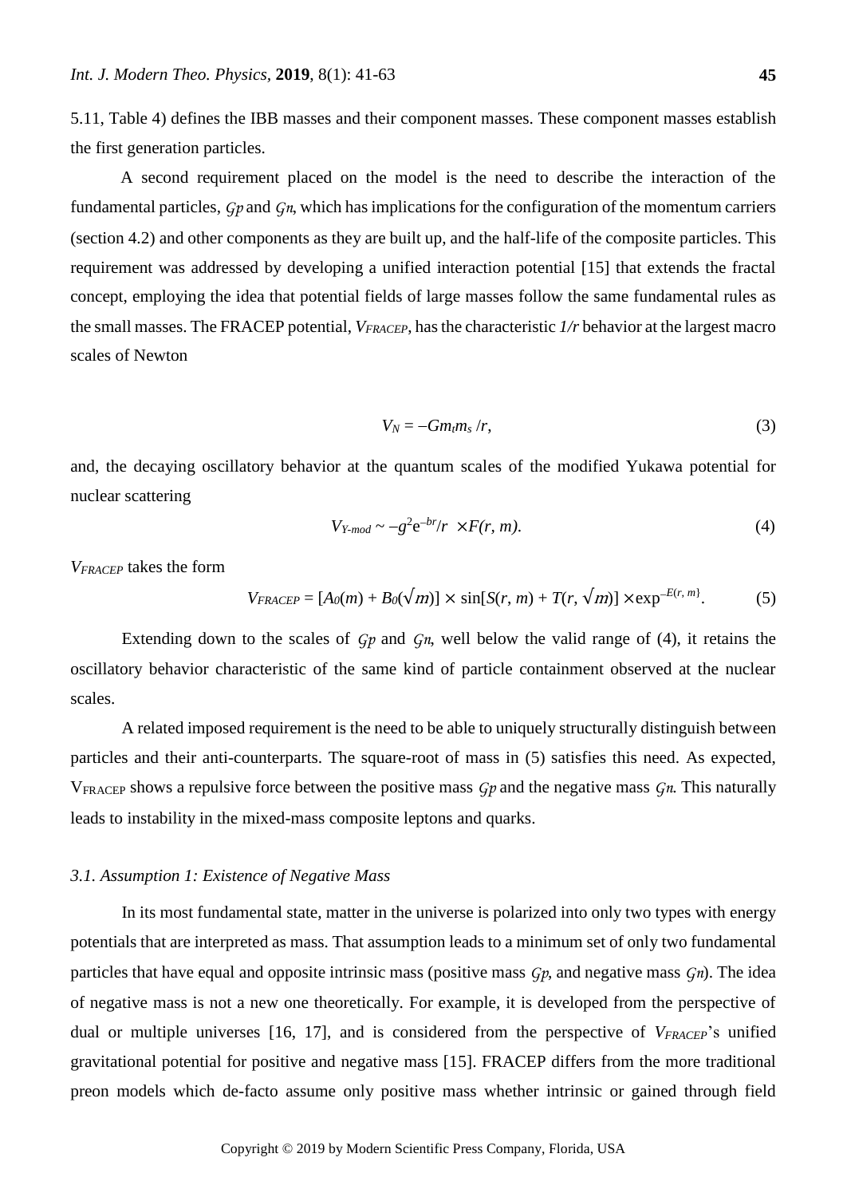5.11, Table 4) defines the IBB masses and their component masses. These component masses establish the first generation particles.

A second requirement placed on the model is the need to describe the interaction of the fundamental particles, $\mathcal{G}p$ and $\mathcal{G}n$, which has implications for the configuration of the momentum carriers (section 4.2) and other components as they are built up, and the half-life of the composite particles. This requirement was addressed by developing a unified interaction potential [15] that extends the fractal concept, employing the idea that potential fields of large masses follow the same fundamental rules as the small masses. The FRACEP potential, $V_{FRACEP}$, has the characteristic $1/r$ behavior at the largest macro scales of Newton

$$V_N = -Gm_t m_s / r, \tag{3}$$

and, the decaying oscillatory behavior at the quantum scales of the modified Yukawa potential for nuclear scattering

$$V_{Y\text{-}mod} \sim -g^2 e^{-br}/r \times F(r, m). \tag{4}$$

$V_{FRACEP}$ takes the form

$$V_{FRACEP} = [A_0(m) + B_0(\sqrt{m})] \times \sin[S(r, m) + T(r, \sqrt{m})] \times \exp^{-E(r, m\}}. \tag{5}$$

Extending down to the scales of $\mathcal{G}p$ and $\mathcal{G}n$, well below the valid range of (4), it retains the oscillatory behavior characteristic of the same kind of particle containment observed at the nuclear scales.

A related imposed requirement is the need to be able to uniquely structurally distinguish between particles and their anti-counterparts. The square-root of mass in (5) satisfies this need. As expected, $V_{FRACEP}$ shows a repulsive force between the positive mass $\mathcal{G}p$ and the negative mass $\mathcal{G}n$. This naturally leads to instability in the mixed-mass composite leptons and quarks.

### *3.1. Assumption 1: Existence of Negative Mass*

In its most fundamental state, matter in the universe is polarized into only two types with energy potentials that are interpreted as mass. That assumption leads to a minimum set of only two fundamental particles that have equal and opposite intrinsic mass (positive mass $\mathcal{G}p$, and negative mass $\mathcal{G}n$). The idea of negative mass is not a new one theoretically. For example, it is developed from the perspective of dual or multiple universes [16, 17], and is considered from the perspective of $V_{FRACEP}$'s unified gravitational potential for positive and negative mass [15]. FRACEP differs from the more traditional preon models which de-facto assume only positive mass whether intrinsic or gained through field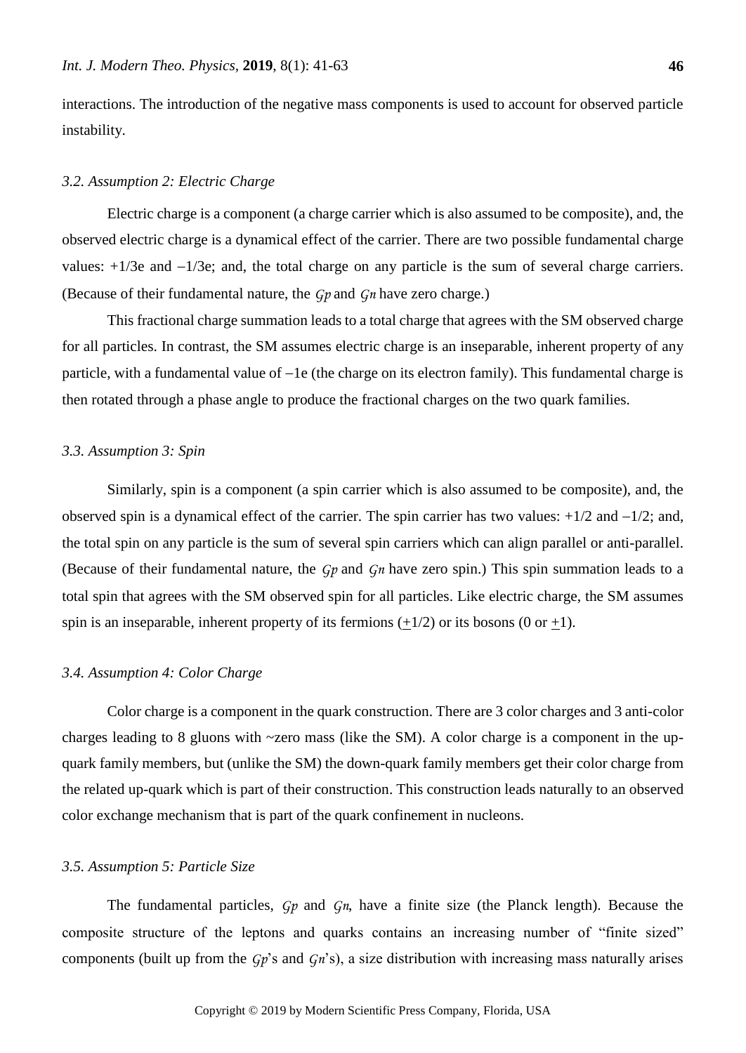interactions. The introduction of the negative mass components is used to account for observed particle instability.

### *3.2. Assumption 2: Electric Charge*

Electric charge is a component (a charge carrier which is also assumed to be composite), and, the observed electric charge is a dynamical effect of the carrier. There are two possible fundamental charge values: +1/3e and −1/3e; and, the total charge on any particle is the sum of several charge carriers. (Because of their fundamental nature, the $\mathcal{G}p$ and $\mathcal{G}n$ have zero charge.)

This fractional charge summation leads to a total charge that agrees with the SM observed charge for all particles. In contrast, the SM assumes electric charge is an inseparable, inherent property of any particle, with a fundamental value of −1e (the charge on its electron family). This fundamental charge is then rotated through a phase angle to produce the fractional charges on the two quark families.

### *3.3. Assumption 3: Spin*

Similarly, spin is a component (a spin carrier which is also assumed to be composite), and, the observed spin is a dynamical effect of the carrier. The spin carrier has two values: +1/2 and −1/2; and, the total spin on any particle is the sum of several spin carriers which can align parallel or anti-parallel. (Because of their fundamental nature, the $\mathcal{G}p$ and $\mathcal{G}n$ have zero spin.) This spin summation leads to a total spin that agrees with the SM observed spin for all particles. Like electric charge, the SM assumes spin is an inseparable, inherent property of its fermions ($\pm$1/2) or its bosons (0 or $\pm$1).

### *3.4. Assumption 4: Color Charge*

Color charge is a component in the quark construction. There are 3 color charges and 3 anti-color charges leading to 8 gluons with ~zero mass (like the SM). A color charge is a component in the up-quark family members, but (unlike the SM) the down-quark family members get their color charge from the related up-quark which is part of their construction. This construction leads naturally to an observed color exchange mechanism that is part of the quark confinement in nucleons.

### *3.5. Assumption 5: Particle Size*

The fundamental particles, $\mathcal{G}p$ and $\mathcal{G}n$, have a finite size (the Planck length). Because the composite structure of the leptons and quarks contains an increasing number of "finite sized" components (built up from the $\mathcal{G}p$'s and $\mathcal{G}n$'s), a size distribution with increasing mass naturally arises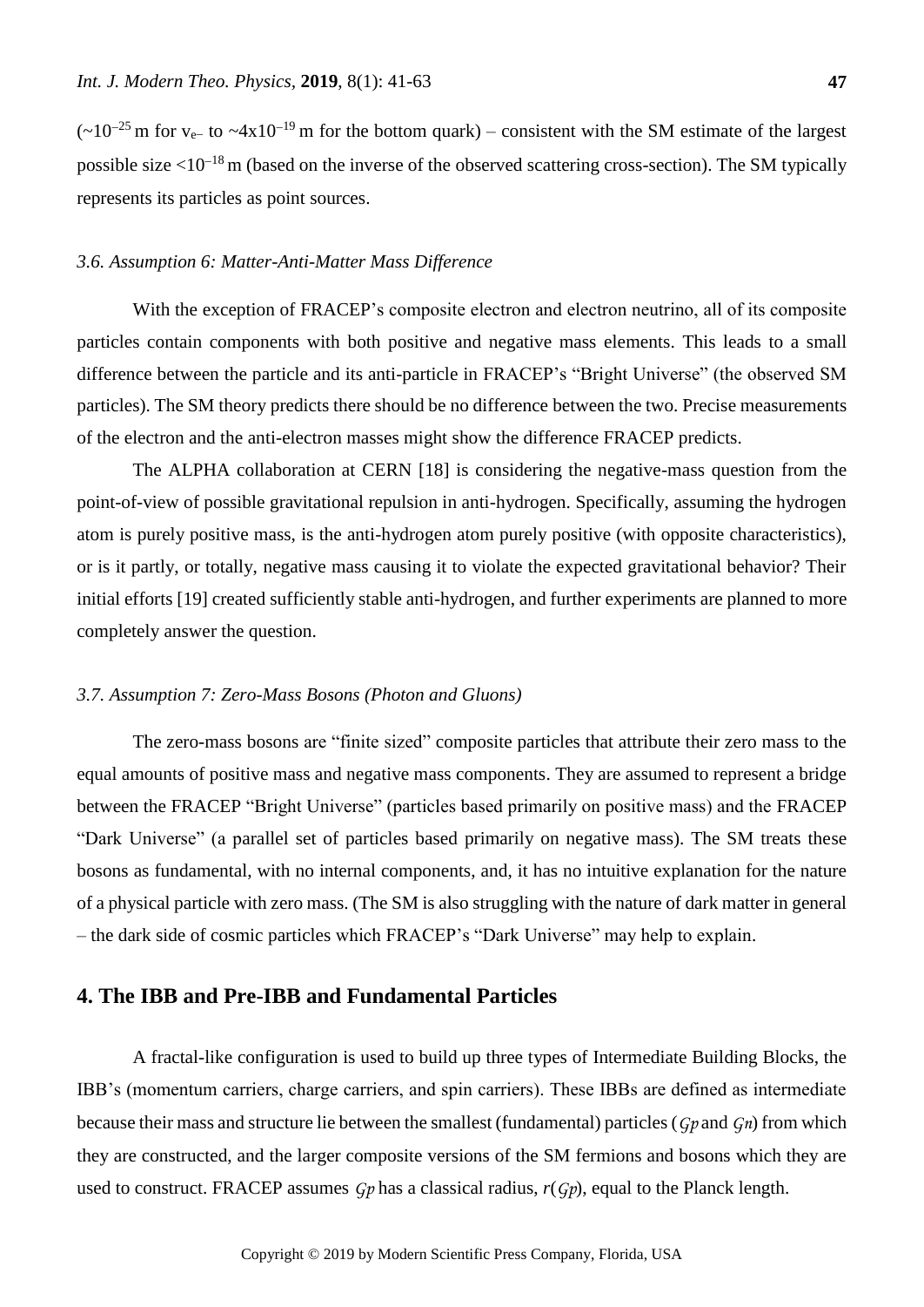($\sim 10^{-25}$ m for $\nu_{e-}$ to $\sim 4\text{x}10^{-19}$ m for the bottom quark) – consistent with the SM estimate of the largest possible size $<10^{-18}$ m (based on the inverse of the observed scattering cross-section). The SM typically represents its particles as point sources.

### *3.6. Assumption 6: Matter-Anti-Matter Mass Difference*

With the exception of FRACEP's composite electron and electron neutrino, all of its composite particles contain components with both positive and negative mass elements. This leads to a small difference between the particle and its anti-particle in FRACEP's "Bright Universe" (the observed SM particles). The SM theory predicts there should be no difference between the two. Precise measurements of the electron and the anti-electron masses might show the difference FRACEP predicts.

The ALPHA collaboration at CERN [18] is considering the negative-mass question from the point-of-view of possible gravitational repulsion in anti-hydrogen. Specifically, assuming the hydrogen atom is purely positive mass, is the anti-hydrogen atom purely positive (with opposite characteristics), or is it partly, or totally, negative mass causing it to violate the expected gravitational behavior? Their initial efforts [19] created sufficiently stable anti-hydrogen, and further experiments are planned to more completely answer the question.

### *3.7. Assumption 7: Zero-Mass Bosons (Photon and Gluons)*

The zero-mass bosons are "finite sized" composite particles that attribute their zero mass to the equal amounts of positive mass and negative mass components. They are assumed to represent a bridge between the FRACEP "Bright Universe" (particles based primarily on positive mass) and the FRACEP "Dark Universe" (a parallel set of particles based primarily on negative mass). The SM treats these bosons as fundamental, with no internal components, and, it has no intuitive explanation for the nature of a physical particle with zero mass. (The SM is also struggling with the nature of dark matter in general – the dark side of cosmic particles which FRACEP's "Dark Universe" may help to explain.

## 4. The IBB and Pre-IBB and Fundamental Particles

A fractal-like configuration is used to build up three types of Intermediate Building Blocks, the IBB's (momentum carriers, charge carriers, and spin carriers). These IBBs are defined as intermediate because their mass and structure lie between the smallest (fundamental) particles ($\varsigma p$ and $\varsigma n$) from which they are constructed, and the larger composite versions of the SM fermions and bosons which they are used to construct. FRACEP assumes $\varsigma p$ has a classical radius, $r(\varsigma p)$, equal to the Planck length.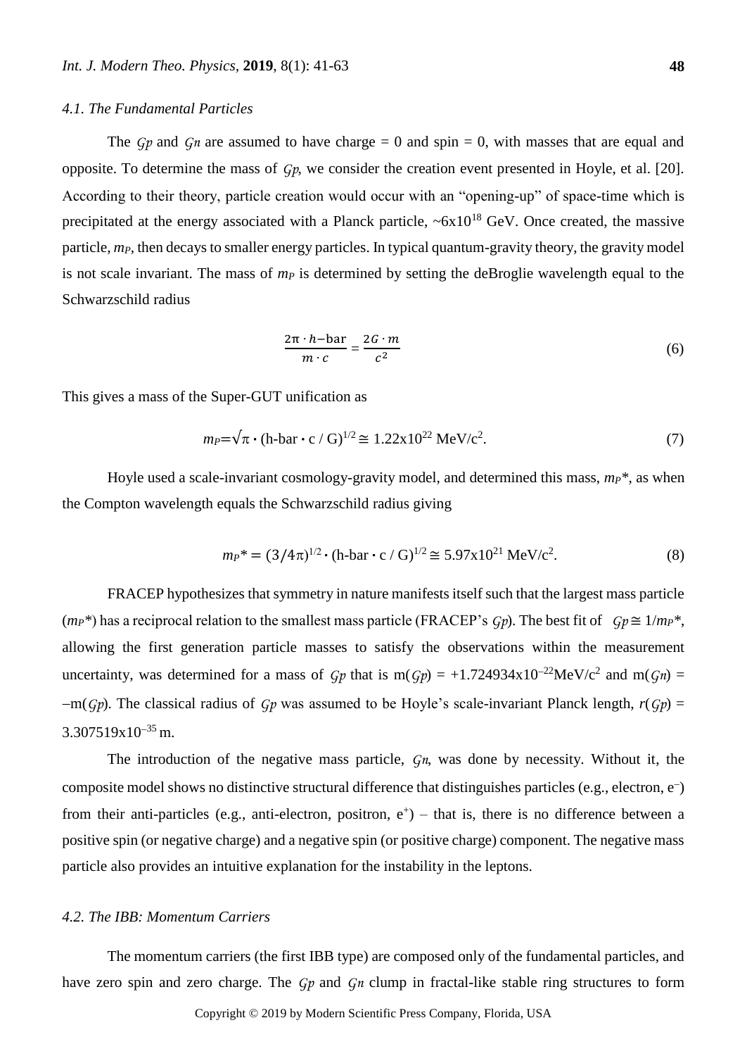### *4.1. The Fundamental Particles*

The $\mathcal{G}p$ and $\mathcal{G}n$ are assumed to have charge = 0 and spin = 0, with masses that are equal and opposite. To determine the mass of $\mathcal{G}p$, we consider the creation event presented in Hoyle, et al. [20]. According to their theory, particle creation would occur with an "opening-up" of space-time which is precipitated at the energy associated with a Planck particle, ~$6\text{x}10^{18}$ GeV. Once created, the massive particle, $m_P$, then decays to smaller energy particles. In typical quantum-gravity theory, the gravity model is not scale invariant. The mass of $m_P$ is determined by setting the deBroglie wavelength equal to the Schwarzschild radius

$$\frac{2\pi \cdot h\text{-bar}}{m \cdot c} = \frac{2G \cdot m}{c^2} \tag{6}$$

This gives a mass of the Super-GUT unification as

$$m_P = \sqrt{\pi} \cdot (\text{h-bar} \cdot c \,/\, G)^{1/2} \cong 1.22\text{x}10^{22}\ \text{MeV/c}^2. \tag{7}$$

Hoyle used a scale-invariant cosmology-gravity model, and determined this mass, $m_P{*}$, as when the Compton wavelength equals the Schwarzschild radius giving

$$m_P{*} = (3/4\pi)^{1/2} \cdot (\text{h-bar} \cdot c \,/\, G)^{1/2} \cong 5.97\text{x}10^{21}\ \text{MeV/c}^2. \tag{8}$$

FRACEP hypothesizes that symmetry in nature manifests itself such that the largest mass particle ($m_P{*}$) has a reciprocal relation to the smallest mass particle (FRACEP's $\mathcal{G}p$). The best fit of $\mathcal{G}p \cong 1/m_P{*}$, allowing the first generation particle masses to satisfy the observations within the measurement uncertainty, was determined for a mass of $\mathcal{G}p$ that is m($\mathcal{G}p$) = $+1.724934\text{x}10^{-22}$MeV/c$^2$ and m($\mathcal{G}n$) = $-$m($\mathcal{G}p$). The classical radius of $\mathcal{G}p$ was assumed to be Hoyle's scale-invariant Planck length, $r(\mathcal{G}p)$ = $3.307519\text{x}10^{-35}$ m.

The introduction of the negative mass particle, $\mathcal{G}n$, was done by necessity. Without it, the composite model shows no distinctive structural difference that distinguishes particles (e.g., electron, $e^-$) from their anti-particles (e.g., anti-electron, positron, $e^+$) – that is, there is no difference between a positive spin (or negative charge) and a negative spin (or positive charge) component. The negative mass particle also provides an intuitive explanation for the instability in the leptons.

### *4.2. The IBB: Momentum Carriers*

The momentum carriers (the first IBB type) are composed only of the fundamental particles, and have zero spin and zero charge. The $\mathcal{G}p$ and $\mathcal{G}n$ clump in fractal-like stable ring structures to form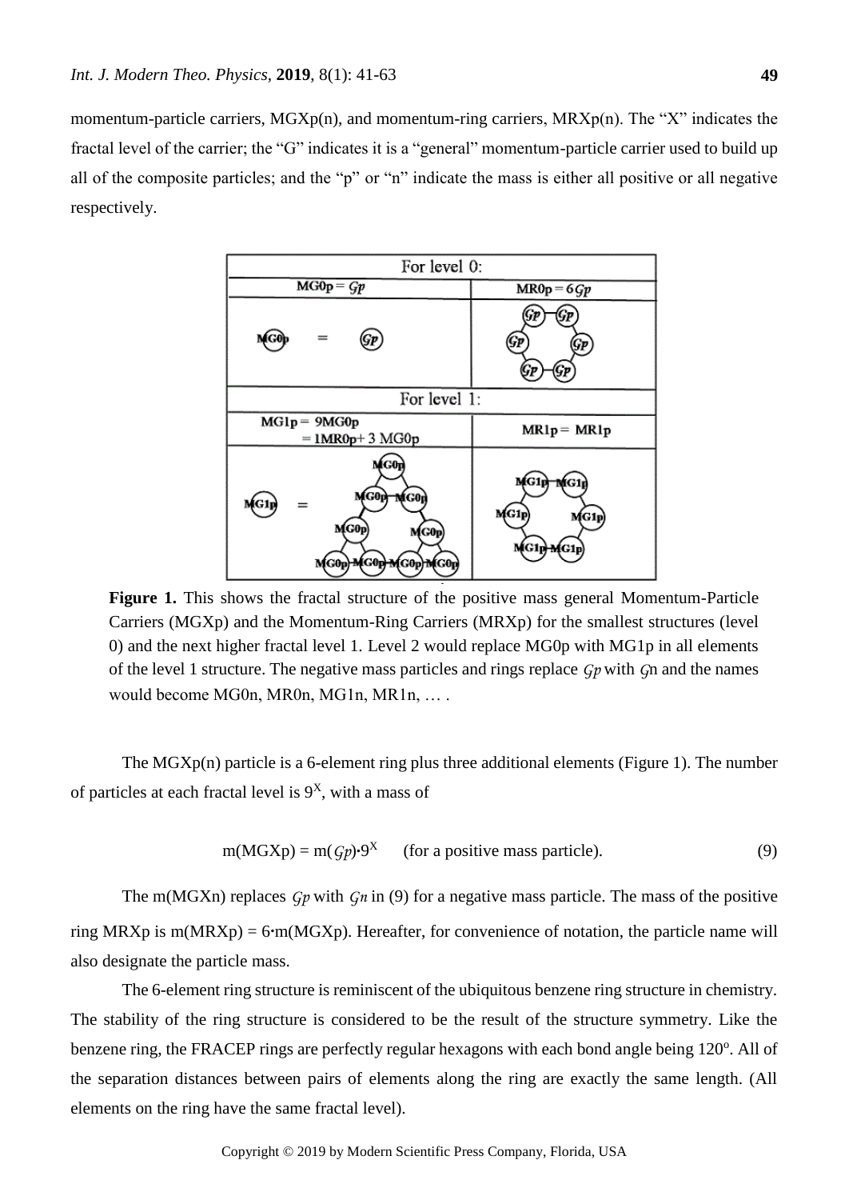momentum-particle carriers, MGXp(n), and momentum-ring carriers, MRXp(n). The "X" indicates the fractal level of the carrier; the "G" indicates it is a "general" momentum-particle carrier used to build up all of the composite particles; and the "p" or "n" indicate the mass is either all positive or all negative respectively.

| For level 0: | |
|---|---|
| MG0p = $\mathcal{G}p$ | MR0p = 6$\mathcal{G}p$ |
| For level 1: | |
| MG1p = 9MG0p = 1MR0p+ 3 MG0p | MR1p = MR1p |

**Figure 1.** This shows the fractal structure of the positive mass general Momentum-Particle Carriers (MGXp) and the Momentum-Ring Carriers (MRXp) for the smallest structures (level 0) and the next higher fractal level 1. Level 2 would replace MG0p with MG1p in all elements of the level 1 structure. The negative mass particles and rings replace $\mathcal{G}p$ with $\mathcal{G}$n and the names would become MG0n, MR0n, MG1n, MR1n, … .

The MGXp(n) particle is a 6-element ring plus three additional elements (Figure 1). The number of particles at each fractal level is $9^X$, with a mass of

$$m(MGXp) = m(\mathcal{G}p){\cdot}9^X \quad \text{(for a positive mass particle).} \tag{9}$$

The m(MGXn) replaces $\mathcal{G}p$ with $\mathcal{G}n$ in (9) for a negative mass particle. The mass of the positive ring MRXp is m(MRXp) = 6·m(MGXp). Hereafter, for convenience of notation, the particle name will also designate the particle mass.

The 6-element ring structure is reminiscent of the ubiquitous benzene ring structure in chemistry. The stability of the ring structure is considered to be the result of the structure symmetry. Like the benzene ring, the FRACEP rings are perfectly regular hexagons with each bond angle being 120°. All of the separation distances between pairs of elements along the ring are exactly the same length. (All elements on the ring have the same fractal level).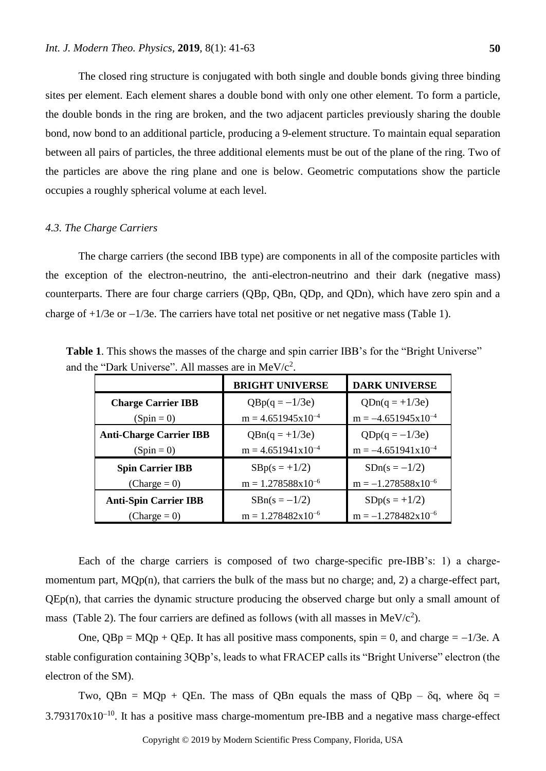The closed ring structure is conjugated with both single and double bonds giving three binding sites per element. Each element shares a double bond with only one other element. To form a particle, the double bonds in the ring are broken, and the two adjacent particles previously sharing the double bond, now bond to an additional particle, producing a 9-element structure. To maintain equal separation between all pairs of particles, the three additional elements must be out of the plane of the ring. Two of the particles are above the ring plane and one is below. Geometric computations show the particle occupies a roughly spherical volume at each level.

### *4.3. The Charge Carriers*

The charge carriers (the second IBB type) are components in all of the composite particles with the exception of the electron-neutrino, the anti-electron-neutrino and their dark (negative mass) counterparts. There are four charge carriers (QBp, QBn, QDp, and QDn), which have zero spin and a charge of +1/3e or −1/3e. The carriers have total net positive or net negative mass (Table 1).

**Table 1**. This shows the masses of the charge and spin carrier IBB's for the "Bright Universe" and the "Dark Universe". All masses are in $MeV/c^2$.

| | **BRIGHT UNIVERSE** | **DARK UNIVERSE** |
|---|---|---|
| **Charge Carrier IBB** (Spin = 0) | QBp(q = −1/3e) $m = 4.651945 \times 10^{-4}$ | QDn(q = +1/3e) $m = -4.651945 \times 10^{-4}$ |
| **Anti-Charge Carrier IBB** (Spin = 0) | QBn(q = +1/3e) $m = 4.651941 \times 10^{-4}$ | QDp(q = −1/3e) $m = -4.651941 \times 10^{-4}$ |
| **Spin Carrier IBB** (Charge = 0) | SBp(s = +1/2) $m = 1.278588 \times 10^{-6}$ | SDn(s = −1/2) $m = -1.278588 \times 10^{-6}$ |
| **Anti-Spin Carrier IBB** (Charge = 0) | SBn(s = −1/2) $m = 1.278482 \times 10^{-6}$ | SDp(s = +1/2) $m = -1.278482 \times 10^{-6}$ |

Each of the charge carriers is composed of two charge-specific pre-IBB's: 1) a charge-momentum part, MQp(n), that carriers the bulk of the mass but no charge; and, 2) a charge-effect part, QEp(n), that carries the dynamic structure producing the observed charge but only a small amount of mass (Table 2). The four carriers are defined as follows (with all masses in $MeV/c^2$).

One, QBp = MQp + QEp. It has all positive mass components, spin = 0, and charge = −1/3e. A stable configuration containing 3QBp's, leads to what FRACEP calls its "Bright Universe" electron (the electron of the SM).

Two, QBn = MQp + QEn. The mass of QBn equals the mass of QBp – $\delta q$, where $\delta q = 3.793170 \times 10^{-10}$. It has a positive mass charge-momentum pre-IBB and a negative mass charge-effect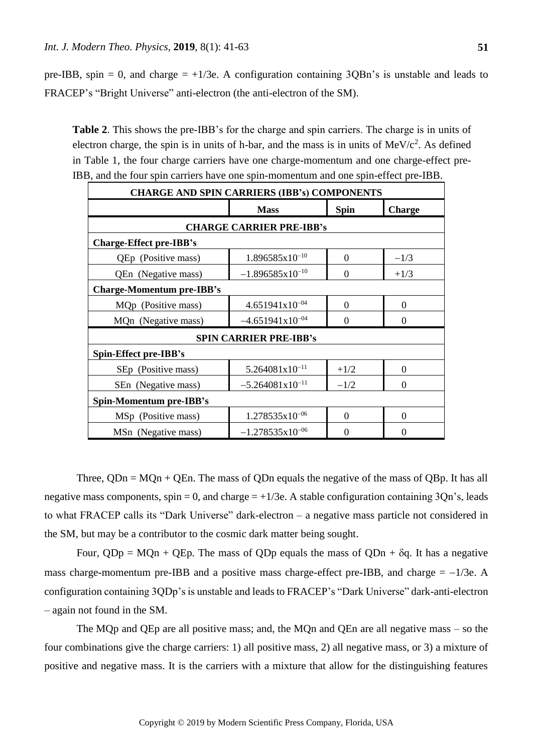pre-IBB, spin = 0, and charge = +1/3e. A configuration containing 3QBn's is unstable and leads to FRACEP's "Bright Universe" anti-electron (the anti-electron of the SM).

**Table 2**. This shows the pre-IBB's for the charge and spin carriers. The charge is in units of electron charge, the spin is in units of h-bar, and the mass is in units of MeV/c$^2$. As defined in Table 1, the four charge carriers have one charge-momentum and one charge-effect pre-IBB, and the four spin carriers have one spin-momentum and one spin-effect pre-IBB.

| **CHARGE AND SPIN CARRIERS (IBB's) COMPONENTS** | | | |
|---|---|---|---|
| | **Mass** | **Spin** | **Charge** |
| **CHARGE CARRIER PRE-IBB's** | | | |
| **Charge-Effect pre-IBB's** | | | |
| QEp (Positive mass) | $1.896585 \times 10^{-10}$ | 0 | $-1/3$ |
| QEn (Negative mass) | $-1.896585 \times 10^{-10}$ | 0 | $+1/3$ |
| **Charge-Momentum pre-IBB's** | | | |
| MQp (Positive mass) | $4.651941 \times 10^{-04}$ | 0 | 0 |
| MQn (Negative mass) | $-4.651941 \times 10^{-04}$ | 0 | 0 |
| **SPIN CARRIER PRE-IBB's** | | | |
| **Spin-Effect pre-IBB's** | | | |
| SEp (Positive mass) | $5.264081 \times 10^{-11}$ | $+1/2$ | 0 |
| SEn (Negative mass) | $-5.264081 \times 10^{-11}$ | $-1/2$ | 0 |
| **Spin-Momentum pre-IBB's** | | | |
| MSp (Positive mass) | $1.278535 \times 10^{-06}$ | 0 | 0 |
| MSn (Negative mass) | $-1.278535 \times 10^{-06}$ | 0 | 0 |

Three, QDn = MQn + QEn. The mass of QDn equals the negative of the mass of QBp. It has all negative mass components, spin = 0, and charge = +1/3e. A stable configuration containing 3Qn's, leads to what FRACEP calls its "Dark Universe" dark-electron – a negative mass particle not considered in the SM, but may be a contributor to the cosmic dark matter being sought.

Four, QDp = MQn + QEp. The mass of QDp equals the mass of QDn + $\delta$q. It has a negative mass charge-momentum pre-IBB and a positive mass charge-effect pre-IBB, and charge = $-1/3$e. A configuration containing 3QDp's is unstable and leads to FRACEP's "Dark Universe" dark-anti-electron – again not found in the SM.

The MQp and QEp are all positive mass; and, the MQn and QEn are all negative mass – so the four combinations give the charge carriers: 1) all positive mass, 2) all negative mass, or 3) a mixture of positive and negative mass. It is the carriers with a mixture that allow for the distinguishing features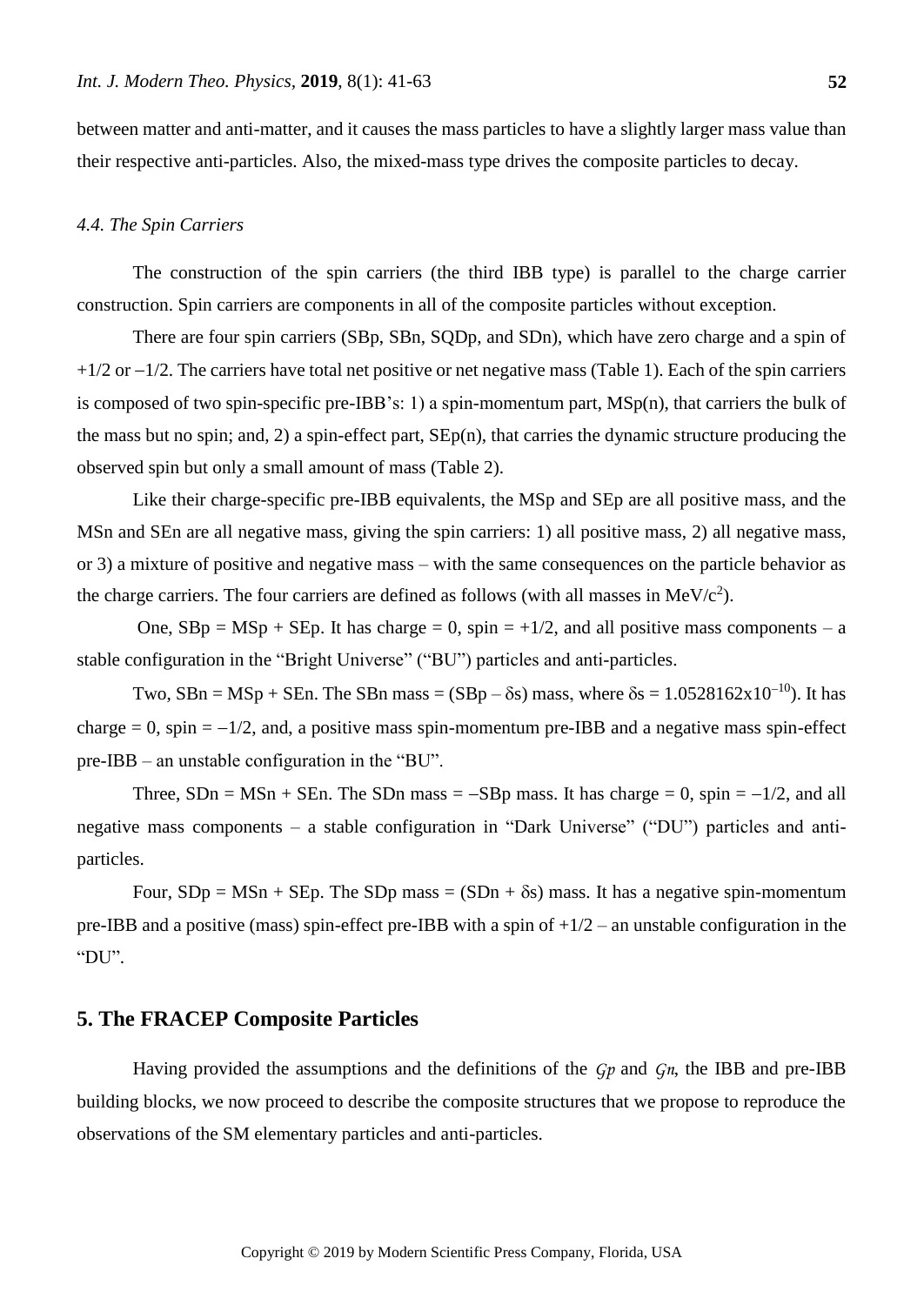between matter and anti-matter, and it causes the mass particles to have a slightly larger mass value than their respective anti-particles. Also, the mixed-mass type drives the composite particles to decay.

### *4.4. The Spin Carriers*

The construction of the spin carriers (the third IBB type) is parallel to the charge carrier construction. Spin carriers are components in all of the composite particles without exception.

There are four spin carriers (SBp, SBn, SQDp, and SDn), which have zero charge and a spin of +1/2 or −1/2. The carriers have total net positive or net negative mass (Table 1). Each of the spin carriers is composed of two spin-specific pre-IBB's: 1) a spin-momentum part, MSp(n), that carriers the bulk of the mass but no spin; and, 2) a spin-effect part, SEp(n), that carries the dynamic structure producing the observed spin but only a small amount of mass (Table 2).

Like their charge-specific pre-IBB equivalents, the MSp and SEp are all positive mass, and the MSn and SEn are all negative mass, giving the spin carriers: 1) all positive mass, 2) all negative mass, or 3) a mixture of positive and negative mass – with the same consequences on the particle behavior as the charge carriers. The four carriers are defined as follows (with all masses in $MeV/c^2$).

One, SBp = MSp + SEp. It has charge = 0, spin = +1/2, and all positive mass components – a stable configuration in the "Bright Universe" ("BU") particles and anti-particles.

Two, SBn = MSp + SEn. The SBn mass = (SBp – $\delta$s) mass, where $\delta s = 1.0528162 \times 10^{-10}$). It has charge = 0, spin = −1/2, and, a positive mass spin-momentum pre-IBB and a negative mass spin-effect pre-IBB – an unstable configuration in the "BU".

Three, SDn = MSn + SEn. The SDn mass = −SBp mass. It has charge = 0, spin = −1/2, and all negative mass components – a stable configuration in "Dark Universe" ("DU") particles and anti-particles.

Four, SDp = MSn + SEp. The SDp mass = (SDn + $\delta$s) mass. It has a negative spin-momentum pre-IBB and a positive (mass) spin-effect pre-IBB with a spin of +1/2 – an unstable configuration in the "DU".

## 5. The FRACEP Composite Particles

Having provided the assumptions and the definitions of the $\mathcal{G}p$ and $\mathcal{G}n$, the IBB and pre-IBB building blocks, we now proceed to describe the composite structures that we propose to reproduce the observations of the SM elementary particles and anti-particles.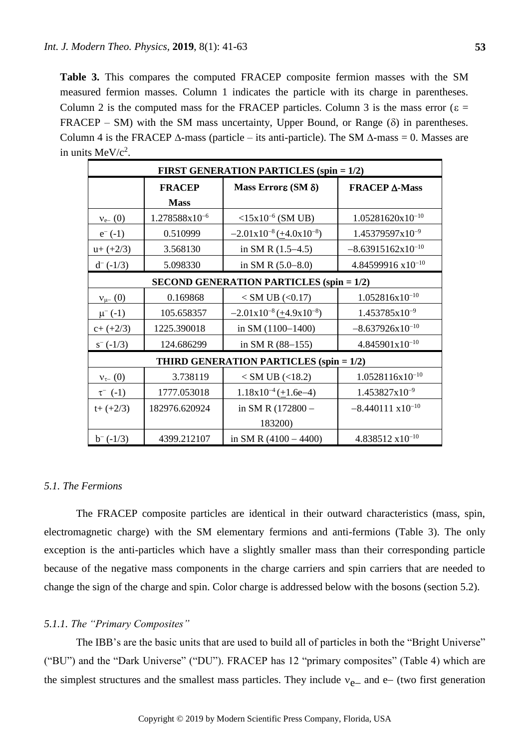**Table 3.** This compares the computed FRACEP composite fermion masses with the SM measured fermion masses. Column 1 indicates the particle with its charge in parentheses. Column 2 is the computed mass for the FRACEP particles. Column 3 is the mass error ($\varepsilon$ = FRACEP – SM) with the SM mass uncertainty, Upper Bound, or Range ($\delta$) in parentheses. Column 4 is the FRACEP $\Delta$-mass (particle – its anti-particle). The SM $\Delta$-mass = 0. Masses are in units MeV/c$^2$.

| FIRST GENERATION PARTICLES (spin = 1/2) | | | |
|---|---|---|---|
| | **FRACEP Mass** | **Mass Error$\varepsilon$ (SM $\delta$)** | **FRACEP $\Delta$-Mass** |
| $\nu_{e-}$ (0) | $1.278588\text{x}10^{-6}$ | $<15\text{x}10^{-6}$ (SM UB) | $1.05281620\text{x}10^{-10}$ |
| $e^-$ (-1) | 0.510999 | $-2.01\text{x}10^{-8}$ ($\pm 4.0\text{x}10^{-8}$) | $1.45379597\text{x}10^{-9}$ |
| u+ (+2/3) | 3.568130 | in SM R (1.5–4.5) | $-8.63915162\text{x}10^{-10}$ |
| $d^-$ (-1/3) | 5.098330 | in SM R (5.0–8.0) | $4.84599916\ \text{x}10^{-10}$ |
| **SECOND GENERATION PARTICLES (spin = 1/2)** | | | |
| $\nu_{\mu-}$ (0) | 0.169868 | < SM UB (<0.17) | $1.052816\text{x}10^{-10}$ |
| $\mu^-$ (-1) | 105.658357 | $-2.01\text{x}10^{-8}$ ($\pm 4.9\text{x}10^{-8}$) | $1.453785\text{x}10^{-9}$ |
| c+ (+2/3) | 1225.390018 | in SM (1100–1400) | $-8.637926\text{x}10^{-10}$ |
| $s^-$ (-1/3) | 124.686299 | in SM R (88–155) | $4.845901\text{x}10^{-10}$ |
| **THIRD GENERATION PARTICLES (spin = 1/2)** | | | |
| $\nu_{\tau-}$ (0) | 3.738119 | < SM UB (<18.2) | $1.0528116\text{x}10^{-10}$ |
| $\tau^-$ (-1) | 1777.053018 | $1.18\text{x}10^{-4}$ ($\pm$1.6e–4) | $1.453827\text{x}10^{-9}$ |
| t+ (+2/3) | 182976.620924 | in SM R (172800 – 183200) | $-8.440111\ \text{x}10^{-10}$ |
| $b^-$ (-1/3) | 4399.212107 | in SM R (4100 – 4400) | $4.838512\ \text{x}10^{-10}$ |

### *5.1. The Fermions*

The FRACEP composite particles are identical in their outward characteristics (mass, spin, electromagnetic charge) with the SM elementary fermions and anti-fermions (Table 3). The only exception is the anti-particles which have a slightly smaller mass than their corresponding particle because of the negative mass components in the charge carriers and spin carriers that are needed to change the sign of the charge and spin. Color charge is addressed below with the bosons (section 5.2).

#### *5.1.1. The "Primary Composites"*

The IBB's are the basic units that are used to build all of particles in both the "Bright Universe" ("BU") and the "Dark Universe" ("DU"). FRACEP has 12 "primary composites" (Table 4) which are the simplest structures and the smallest mass particles. They include $\nu_{e-}$ and e– (two first generation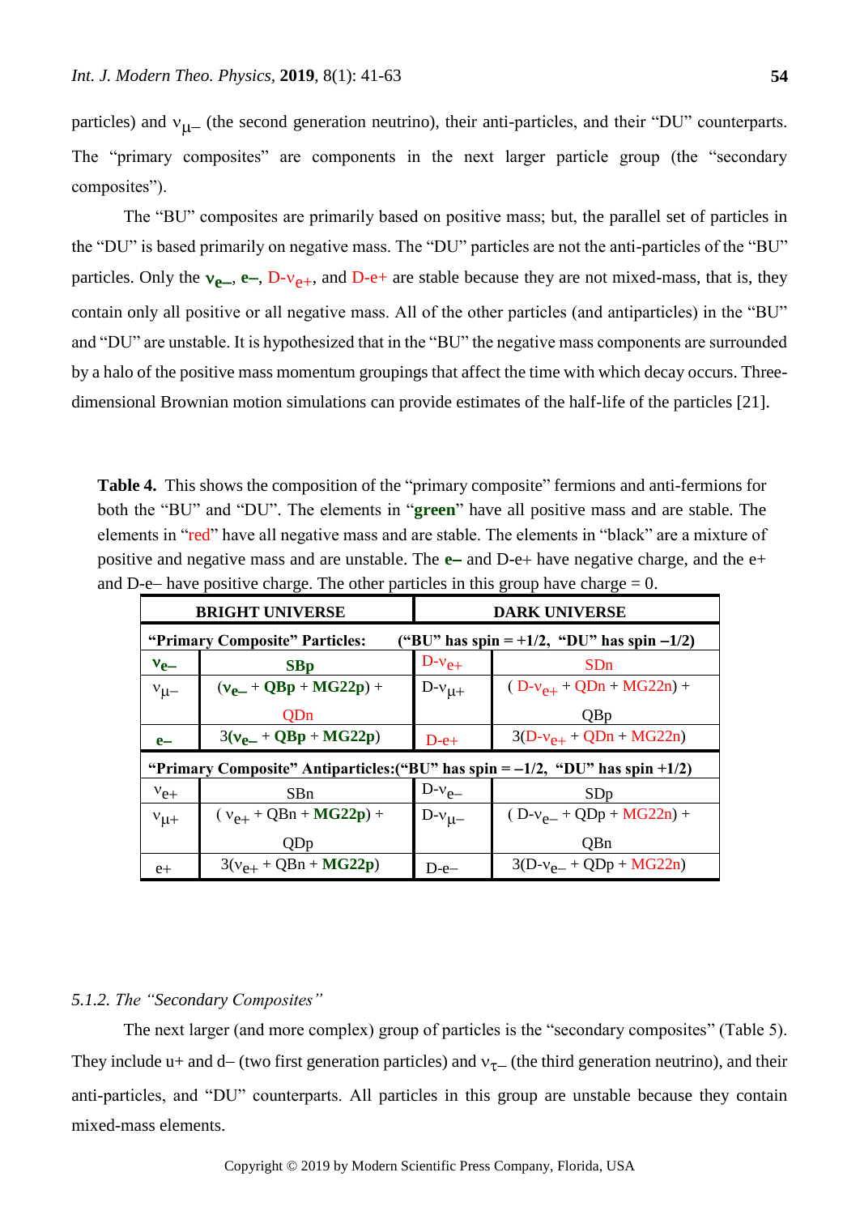particles) and $\nu_{\mu-}$ (the second generation neutrino), their anti-particles, and their "DU" counterparts. The "primary composites" are components in the next larger particle group (the "secondary composites").

The "BU" composites are primarily based on positive mass; but, the parallel set of particles in the "DU" is based primarily on negative mass. The "DU" particles are not the anti-particles of the "BU" particles. Only the **$\nu_{e-}$**, **e–**, D-$\nu_{e+}$, and D-e+ are stable because they are not mixed-mass, that is, they contain only all positive or all negative mass. All of the other particles (and antiparticles) in the "BU" and "DU" are unstable. It is hypothesized that in the "BU" the negative mass components are surrounded by a halo of the positive mass momentum groupings that affect the time with which decay occurs. Three-dimensional Brownian motion simulations can provide estimates of the half-life of the particles [21].

**Table 4.** This shows the composition of the "primary composite" fermions and anti-fermions for both the "BU" and "DU". The elements in "**green**" have all positive mass and are stable. The elements in "red" have all negative mass and are stable. The elements in "black" are a mixture of positive and negative mass and are unstable. The **e–** and D-e+ have negative charge, and the e+ and D-e– have positive charge. The other particles in this group have charge = 0.

| BRIGHT UNIVERSE | | DARK UNIVERSE | |
|---|---|---|---|
| **"Primary Composite" Particles:** | | **("BU" has spin = +1/2, "DU" has spin –1/2)** | |
| **$\nu_{e-}$** | **SBp** | D-$\nu_{e+}$ | SDn |
| $\nu_{\mu-}$ | (**$\nu_{e-}$** + **QBp** + **MG22p**) + QDn | D-$\nu_{\mu+}$ | ( D-$\nu_{e+}$ + QDn + MG22n) + QBp |
| **e–** | 3(**$\nu_{e-}$** + **QBp** + **MG22p**) | D-e+ | 3(D-$\nu_{e+}$ + QDn + MG22n) |
| **"Primary Composite" Antiparticles:** | | **("BU" has spin = –1/2, "DU" has spin +1/2)** | |
| $\nu_{e+}$ | SBn | D-$\nu_{e-}$ | SDp |
| $\nu_{\mu+}$ | ( $\nu_{e+}$ + QBn + **MG22p**) + QDp | D-$\nu_{\mu-}$ | ( D-$\nu_{e-}$ + QDp + MG22n) + QBn |
| e+ | 3($\nu_{e+}$ + QBn + **MG22p**) | D-e– | 3(D-$\nu_{e-}$ + QDp + MG22n) |

*5.1.2. The "Secondary Composites"*

The next larger (and more complex) group of particles is the "secondary composites" (Table 5). They include u+ and d– (two first generation particles) and $\nu_{\tau-}$ (the third generation neutrino), and their anti-particles, and "DU" counterparts. All particles in this group are unstable because they contain mixed-mass elements.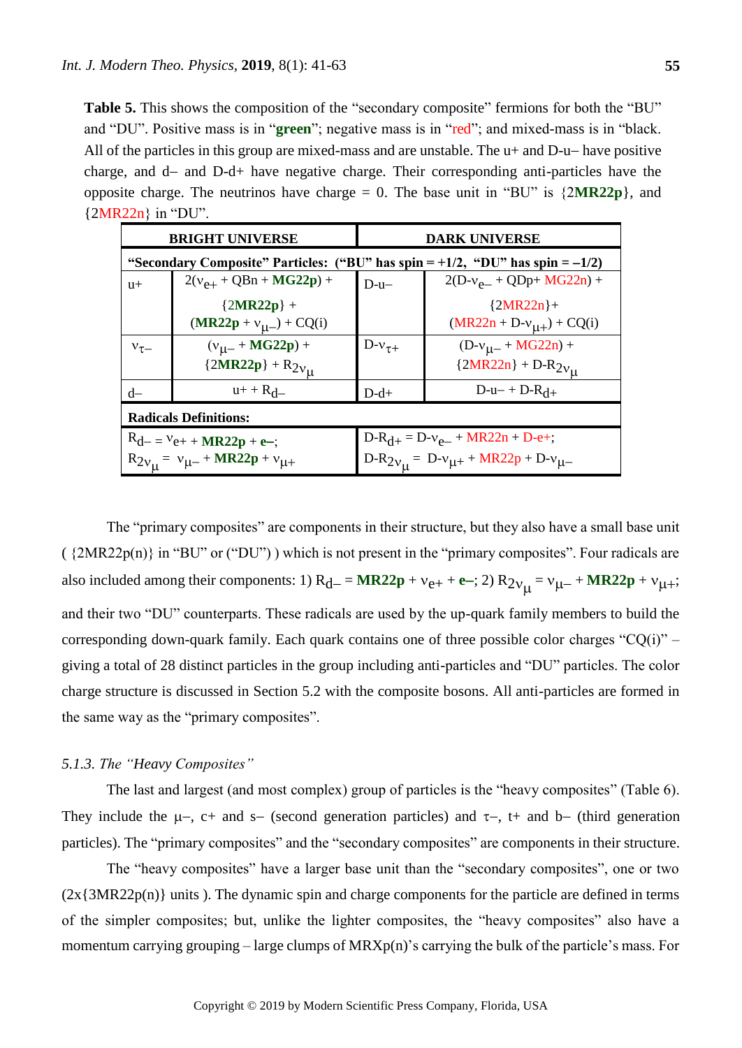**Table 5.** This shows the composition of the "secondary composite" fermions for both the "BU" and "DU". Positive mass is in "**green**"; negative mass is in "red"; and mixed-mass is in "black. All of the particles in this group are mixed-mass and are unstable. The u+ and D-u– have positive charge, and d– and D-d+ have negative charge. Their corresponding anti-particles have the opposite charge. The neutrinos have charge = 0. The base unit in "BU" is {2**MR22p**}, and {2MR22n} in "DU".

| **BRIGHT UNIVERSE** | | **DARK UNIVERSE** | |
|---|---|---|---|
| **"Secondary Composite" Particles: ("BU" has spin = +1/2, "DU" has spin = –1/2)** | | | |
| u+ | 2($\nu_{e+}$ + QBn + **MG22p**) + {2**MR22p**} + (**MR22p** + $\nu_{\mu-}$) + CQ(i) | D-u– | 2(D-$\nu_{e-}$ + QDp+ MG22n) + {2MR22n}+ (MR22n + D-$\nu_{\mu+}$) + CQ(i) |
| $\nu_{\tau-}$ | ($\nu_{\mu-}$ + **MG22p**) + {2**MR22p**} + $R_{2\nu_\mu}$ | D-$\nu_{\tau+}$ | (D-$\nu_{\mu-}$ + MG22n) + {2MR22n} + D-$R_{2\nu_\mu}$ |
| d– | u+ + $R_{d-}$ | D-d+ | D-u– + D-$R_{d+}$ |
| **Radicals Definitions:** | | | |
| $R_{d-}$ = $\nu_{e+}$ + **MR22p** + **e–**; $R_{2\nu_\mu}$ = $\nu_{\mu-}$ + **MR22p** + $\nu_{\mu+}$ | | D-$R_{d+}$ = D-$\nu_{e-}$ + MR22n + D-e+; D-$R_{2\nu_\mu}$ = D-$\nu_{\mu+}$ + MR22p + D-$\nu_{\mu-}$ | |

The "primary composites" are components in their structure, but they also have a small base unit ( {2MR22p(n)} in "BU" or ("DU") ) which is not present in the "primary composites". Four radicals are also included among their components: 1) $R_{d-}$ = **MR22p** + $\nu_{e+}$ + **e–**; 2) $R_{2\nu_\mu}$ = $\nu_{\mu-}$ + **MR22p** + $\nu_{\mu+}$; and their two "DU" counterparts. These radicals are used by the up-quark family members to build the corresponding down-quark family. Each quark contains one of three possible color charges "CQ(i)" – giving a total of 28 distinct particles in the group including anti-particles and "DU" particles. The color charge structure is discussed in Section 5.2 with the composite bosons. All anti-particles are formed in the same way as the "primary composites".

### *5.1.3. The "Heavy Composites"*

The last and largest (and most complex) group of particles is the "heavy composites" (Table 6). They include the μ–, c+ and s– (second generation particles) and τ–, t+ and b– (third generation particles). The "primary composites" and the "secondary composites" are components in their structure.

The "heavy composites" have a larger base unit than the "secondary composites", one or two (2x{3MR22p(n)} units ). The dynamic spin and charge components for the particle are defined in terms of the simpler composites; but, unlike the lighter composites, the "heavy composites" also have a momentum carrying grouping – large clumps of MRXp(n)'s carrying the bulk of the particle's mass. For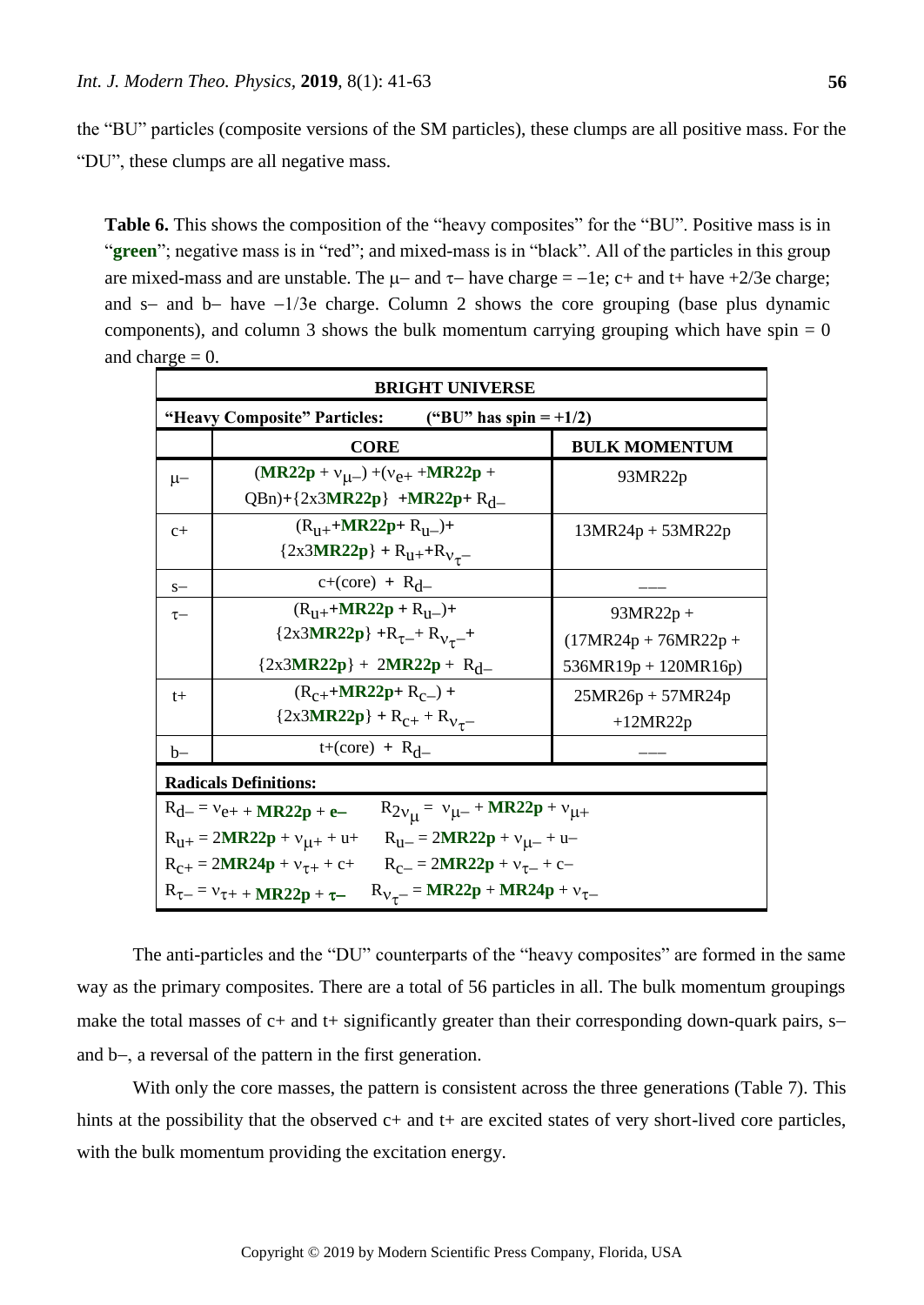the "BU" particles (composite versions of the SM particles), these clumps are all positive mass. For the "DU", these clumps are all negative mass.

**Table 6.** This shows the composition of the "heavy composites" for the "BU". Positive mass is in "**green**"; negative mass is in "red"; and mixed-mass is in "black". All of the particles in this group are mixed-mass and are unstable. The μ– and τ– have charge = −1e; c+ and t+ have +2/3e charge; and s– and b– have −1/3e charge. Column 2 shows the core grouping (base plus dynamic components), and column 3 shows the bulk momentum carrying grouping which have spin = 0 and charge = 0.

| **BRIGHT UNIVERSE** | | |
|---|---|---|
| **"Heavy Composite" Particles: ("BU" has spin = +1/2)** | | |
| | **CORE** | **BULK MOMENTUM** |
| μ– | (**MR22p** + $\nu_{\mu-}$) +($\nu_{e+}$ +**MR22p** + QBn)+{2x3**MR22p**} +**MR22p**+ $R_{d-}$ | 93MR22p |
| c+ | ($R_{u+}$+**MR22p**+ $R_{u-}$)+ {2x3**MR22p**} + $R_{u+}$+$R_{\nu_{\tau}-}$ | 13MR24p + 53MR22p |
| s– | c+(core) + $R_{d-}$ | ––– |
| τ– | ($R_{u+}$+**MR22p** + $R_{u-}$)+ {2x3**MR22p**} +$R_{\tau-}$+ $R_{\nu_{\tau}-}$+ {2x3**MR22p**} + 2**MR22p** + $R_{d-}$ | 93MR22p + (17MR24p + 76MR22p + 536MR19p + 120MR16p) |
| t+ | ($R_{c+}$+**MR22p**+ $R_{c-}$) + {2x3**MR22p**} + $R_{c+}$ + $R_{\nu_{\tau}-}$ | 25MR26p + 57MR24p +12MR22p |
| b– | t+(core) + $R_{d-}$ | ––– |
| **Radicals Definitions:** | | |
| $R_{d-}$ = $\nu_{e+}$ + **MR22p** + **e–** | $R2_{\nu_{\mu}}$ = $\nu_{\mu-}$ + **MR22p** + $\nu_{\mu+}$ | |
| $R_{u+}$ = 2**MR22p** + $\nu_{\mu+}$ + u+ | $R_{u-}$ = 2**MR22p** + $\nu_{\mu-}$ + u– | |
| $R_{c+}$ = 2**MR24p** + $\nu_{\tau+}$ + c+ | $R_{c-}$ = 2**MR22p** + $\nu_{\tau-}$ + c– | |
| $R_{\tau-}$ = $\nu_{\tau+}$ + **MR22p** + **τ–** | $R_{\nu_{\tau}-}$ = **MR22p** + **MR24p** + $\nu_{\tau-}$ | |

The anti-particles and the "DU" counterparts of the "heavy composites" are formed in the same way as the primary composites. There are a total of 56 particles in all. The bulk momentum groupings make the total masses of c+ and t+ significantly greater than their corresponding down-quark pairs, s– and b–, a reversal of the pattern in the first generation.

With only the core masses, the pattern is consistent across the three generations (Table 7). This hints at the possibility that the observed c+ and t+ are excited states of very short-lived core particles, with the bulk momentum providing the excitation energy.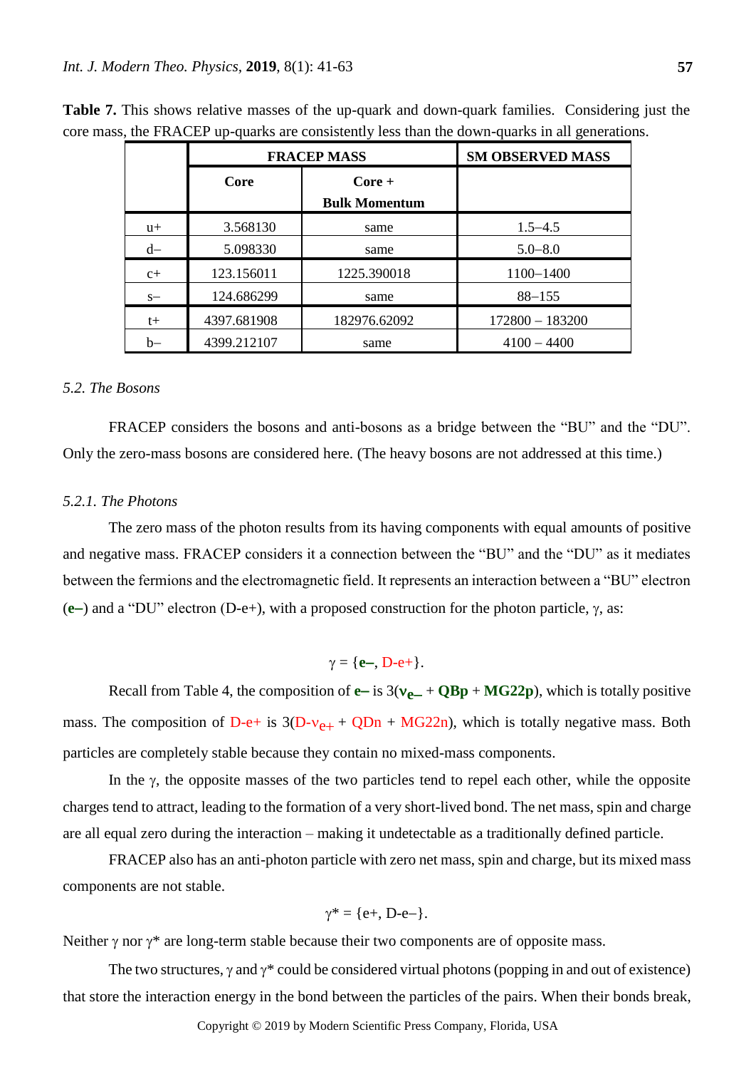**Table 7.** This shows relative masses of the up-quark and down-quark families. Considering just the core mass, the FRACEP up-quarks are consistently less than the down-quarks in all generations.

| | FRACEP MASS | | SM OBSERVED MASS |
|---|---|---|---|
| | Core | Core + Bulk Momentum | |
| u+ | 3.568130 | same | 1.5–4.5 |
| d– | 5.098330 | same | 5.0–8.0 |
| c+ | 123.156011 | 1225.390018 | 1100–1400 |
| s– | 124.686299 | same | 88–155 |
| t+ | 4397.681908 | 182976.62092 | 172800 – 183200 |
| b– | 4399.212107 | same | 4100 – 4400 |

### *5.2. The Bosons*

FRACEP considers the bosons and anti-bosons as a bridge between the "BU" and the "DU". Only the zero-mass bosons are considered here. (The heavy bosons are not addressed at this time.)

#### *5.2.1. The Photons*

The zero mass of the photon results from its having components with equal amounts of positive and negative mass. FRACEP considers it a connection between the "BU" and the "DU" as it mediates between the fermions and the electromagnetic field. It represents an interaction between a "BU" electron (**e–**) and a "DU" electron (D-e+), with a proposed construction for the photon particle, γ, as:

$$\gamma = \{\mathbf{e-}, \text{D-e+}\}.$$

Recall from Table 4, the composition of **e–** is 3($\boldsymbol{\nu_{e-}}$ + **QBp** + **MG22p**), which is totally positive mass. The composition of D-e+ is 3(D-$\nu_{e+}$ + QDn + MG22n), which is totally negative mass. Both particles are completely stable because they contain no mixed-mass components.

In the γ, the opposite masses of the two particles tend to repel each other, while the opposite charges tend to attract, leading to the formation of a very short-lived bond. The net mass, spin and charge are all equal zero during the interaction – making it undetectable as a traditionally defined particle.

FRACEP also has an anti-photon particle with zero net mass, spin and charge, but its mixed mass components are not stable.

$$\gamma^* = \{\text{e+}, \text{D-e–}\}.$$

Neither γ nor γ* are long-term stable because their two components are of opposite mass.

The two structures, γ and γ* could be considered virtual photons (popping in and out of existence) that store the interaction energy in the bond between the particles of the pairs. When their bonds break,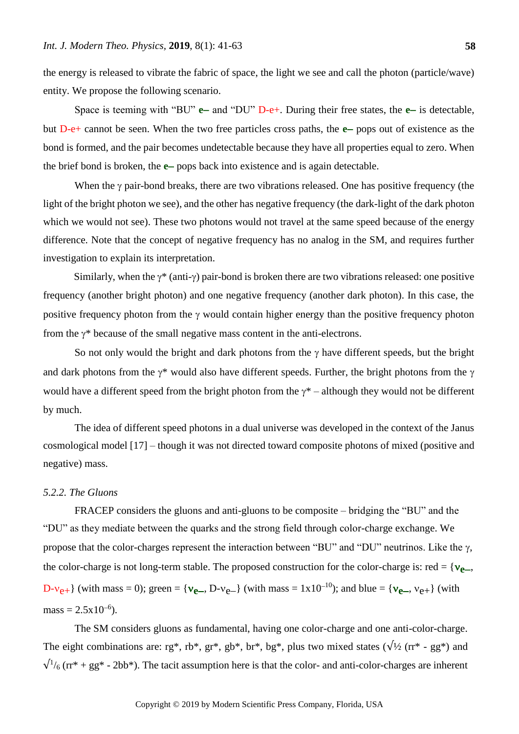the energy is released to vibrate the fabric of space, the light we see and call the photon (particle/wave) entity. We propose the following scenario.

Space is teeming with "BU" **e–** and "DU" D-e+. During their free states, the **e–** is detectable, but D-e+ cannot be seen. When the two free particles cross paths, the **e–** pops out of existence as the bond is formed, and the pair becomes undetectable because they have all properties equal to zero. When the brief bond is broken, the **e–** pops back into existence and is again detectable.

When the γ pair-bond breaks, there are two vibrations released. One has positive frequency (the light of the bright photon we see), and the other has negative frequency (the dark-light of the dark photon which we would not see). These two photons would not travel at the same speed because of the energy difference. Note that the concept of negative frequency has no analog in the SM, and requires further investigation to explain its interpretation.

Similarly, when the γ* (anti-γ) pair-bond is broken there are two vibrations released: one positive frequency (another bright photon) and one negative frequency (another dark photon). In this case, the positive frequency photon from the γ would contain higher energy than the positive frequency photon from the γ* because of the small negative mass content in the anti-electrons.

So not only would the bright and dark photons from the γ have different speeds, but the bright and dark photons from the γ* would also have different speeds. Further, the bright photons from the γ would have a different speed from the bright photon from the γ* – although they would not be different by much.

The idea of different speed photons in a dual universe was developed in the context of the Janus cosmological model [17] – though it was not directed toward composite photons of mixed (positive and negative) mass.

*5.2.2. The Gluons*

FRACEP considers the gluons and anti-gluons to be composite – bridging the "BU" and the "DU" as they mediate between the quarks and the strong field through color-charge exchange. We propose that the color-charges represent the interaction between "BU" and "DU" neutrinos. Like the γ, the color-charge is not long-term stable. The proposed construction for the color-charge is: red = {$\boldsymbol{\nu_{e-}}$, D-$\nu_{e+}$} (with mass = 0); green = {$\boldsymbol{\nu_{e-}}$, D-$\nu_{e-}$} (with mass = $1\text{x}10^{-10}$); and blue = {$\boldsymbol{\nu_{e-}}$, $\nu_{e+}$} (with mass = $2.5\text{x}10^{-6}$).

The SM considers gluons as fundamental, having one color-charge and one anti-color-charge. The eight combinations are: rg*, rb*, gr*, gb*, br*, bg*, plus two mixed states ($\sqrt{½}$ (rr* - gg*) and $\sqrt{^1/_6}$ (rr* + gg* - 2bb*). The tacit assumption here is that the color- and anti-color-charges are inherent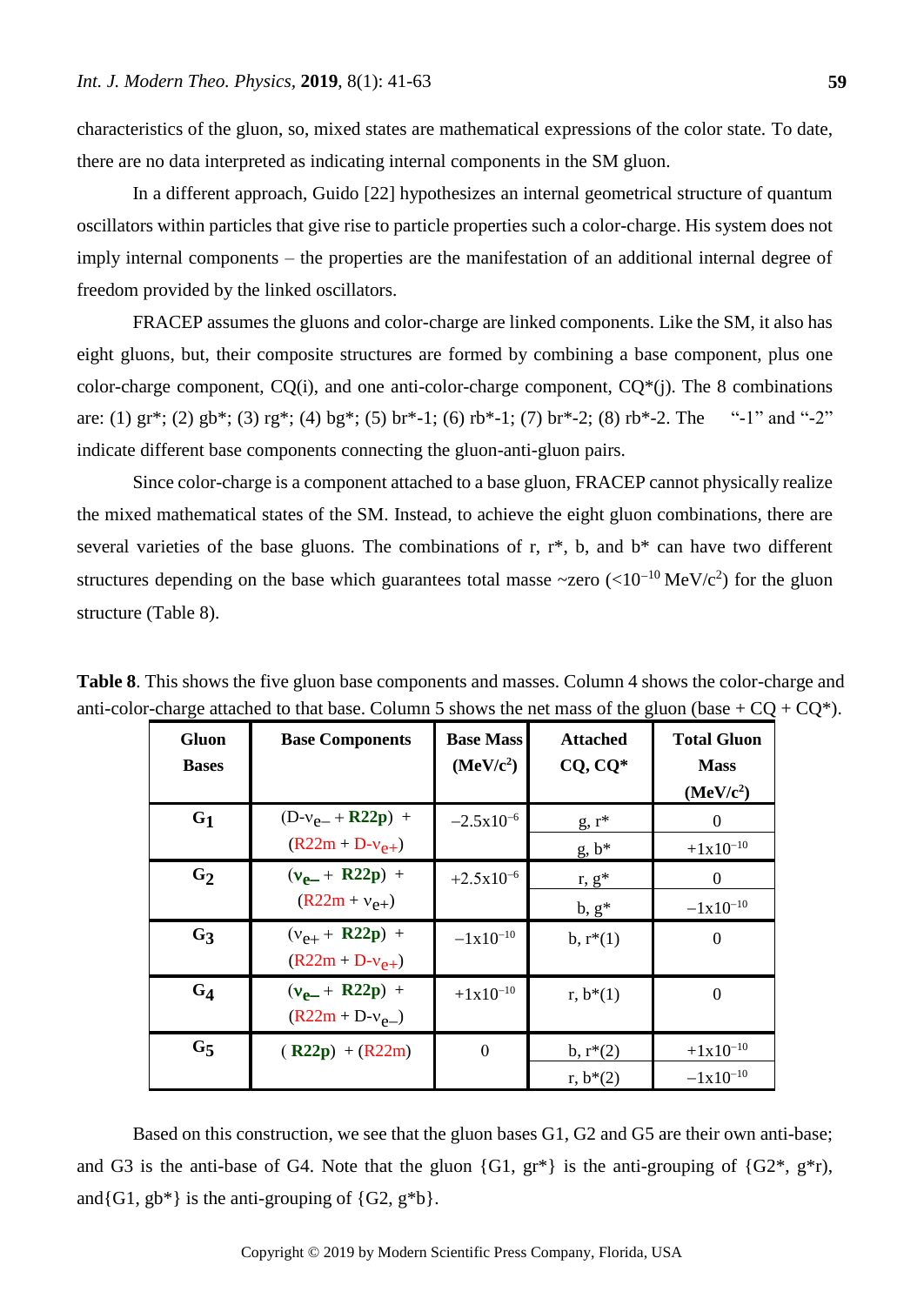characteristics of the gluon, so, mixed states are mathematical expressions of the color state. To date, there are no data interpreted as indicating internal components in the SM gluon.

In a different approach, Guido [22] hypothesizes an internal geometrical structure of quantum oscillators within particles that give rise to particle properties such a color-charge. His system does not imply internal components – the properties are the manifestation of an additional internal degree of freedom provided by the linked oscillators.

FRACEP assumes the gluons and color-charge are linked components. Like the SM, it also has eight gluons, but, their composite structures are formed by combining a base component, plus one color-charge component, CQ(i), and one anti-color-charge component, CQ*(j). The 8 combinations are: (1) gr*; (2) gb*; (3) rg*; (4) bg*; (5) br*-1; (6) rb*-1; (7) br*-2; (8) rb*-2. The "-1" and "-2" indicate different base components connecting the gluon-anti-gluon pairs.

Since color-charge is a component attached to a base gluon, FRACEP cannot physically realize the mixed mathematical states of the SM. Instead, to achieve the eight gluon combinations, there are several varieties of the base gluons. The combinations of r, r*, b, and b* can have two different structures depending on the base which guarantees total masse ~zero ($<10^{-10}$ MeV/$c^2$) for the gluon structure (Table 8).

**Table 8**. This shows the five gluon base components and masses. Column 4 shows the color-charge and anti-color-charge attached to that base. Column 5 shows the net mass of the gluon (base + CQ + CQ*).

| Gluon Bases | Base Components | Base Mass (MeV/$c^2$) | Attached CQ, CQ* | Total Gluon Mass (MeV/$c^2$) |
|---|---|---|---|---|
| $G_1$ | (D-$\nu_{e-}$ + **R22p**) + (R22m + D-$\nu_{e+}$) | $-2.5\text{x}10^{-6}$ | g, r* | 0 |
| | | | g, b* | $+1\text{x}10^{-10}$ |
| $G_2$ | (**$\nu_{e-}$** + **R22p**) + (R22m + $\nu_{e+}$) | $+2.5\text{x}10^{-6}$ | r, g* | 0 |
| | | | b, g* | $-1\text{x}10^{-10}$ |
| $G_3$ | ($\nu_{e+}$ + **R22p**) + (R22m + D-$\nu_{e+}$) | $-1\text{x}10^{-10}$ | b, r*(1) | 0 |
| $G_4$ | (**$\nu_{e-}$** + **R22p**) + (R22m + D-$\nu_{e-}$) | $+1\text{x}10^{-10}$ | r, b*(1) | 0 |
| $G_5$ | ( **R22p**) + (R22m) | 0 | b, r*(2) | $+1\text{x}10^{-10}$ |
| | | | r, b*(2) | $-1\text{x}10^{-10}$ |

Based on this construction, we see that the gluon bases G1, G2 and G5 are their own anti-base; and G3 is the anti-base of G4. Note that the gluon {G1, gr*} is the anti-grouping of {G2*, g*r), and{G1, gb*} is the anti-grouping of {G2, g*b}.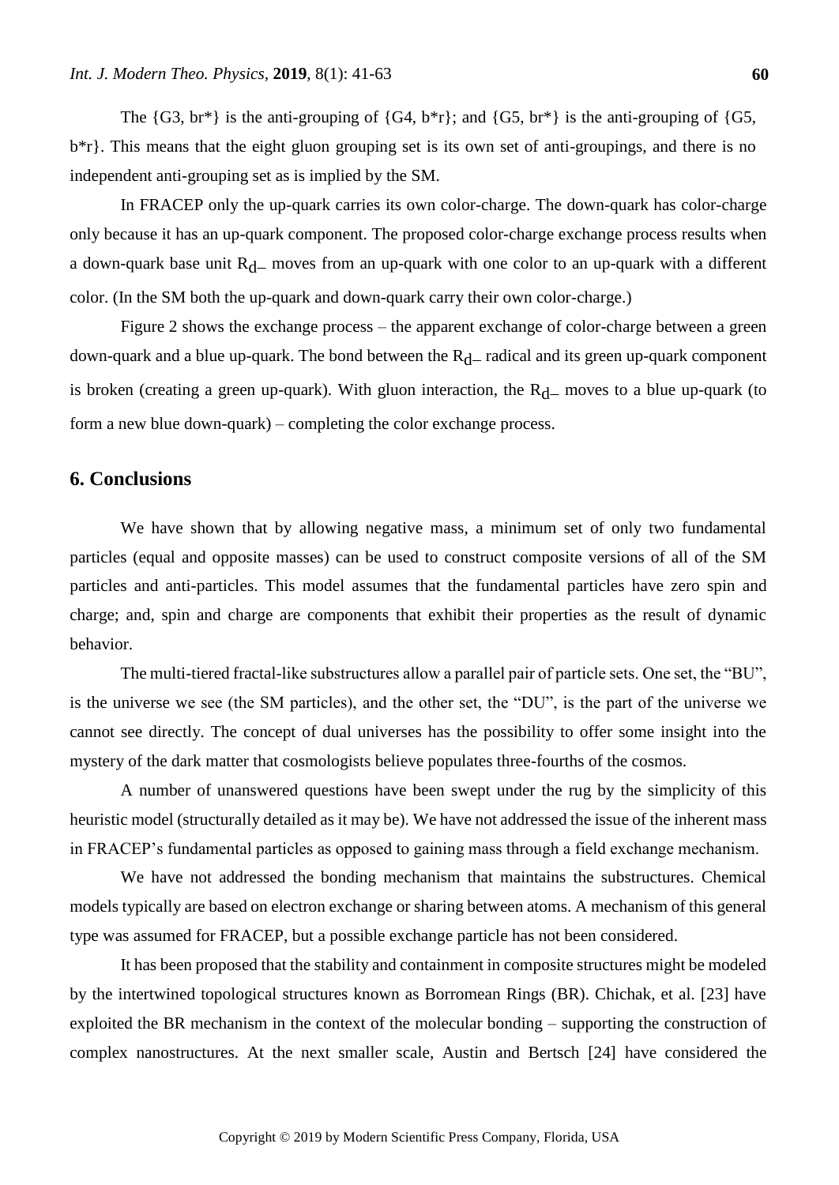The {G3, br*} is the anti-grouping of {G4, b*r}; and {G5, br*} is the anti-grouping of {G5, b*r}. This means that the eight gluon grouping set is its own set of anti-groupings, and there is no independent anti-grouping set as is implied by the SM.

In FRACEP only the up-quark carries its own color-charge. The down-quark has color-charge only because it has an up-quark component. The proposed color-charge exchange process results when a down-quark base unit $R_{d-}$ moves from an up-quark with one color to an up-quark with a different color. (In the SM both the up-quark and down-quark carry their own color-charge.)

Figure 2 shows the exchange process – the apparent exchange of color-charge between a green down-quark and a blue up-quark. The bond between the $R_{d-}$ radical and its green up-quark component is broken (creating a green up-quark). With gluon interaction, the $R_{d-}$ moves to a blue up-quark (to form a new blue down-quark) – completing the color exchange process.

## 6. Conclusions

We have shown that by allowing negative mass, a minimum set of only two fundamental particles (equal and opposite masses) can be used to construct composite versions of all of the SM particles and anti-particles. This model assumes that the fundamental particles have zero spin and charge; and, spin and charge are components that exhibit their properties as the result of dynamic behavior.

The multi-tiered fractal-like substructures allow a parallel pair of particle sets. One set, the "BU", is the universe we see (the SM particles), and the other set, the "DU", is the part of the universe we cannot see directly. The concept of dual universes has the possibility to offer some insight into the mystery of the dark matter that cosmologists believe populates three-fourths of the cosmos.

A number of unanswered questions have been swept under the rug by the simplicity of this heuristic model (structurally detailed as it may be). We have not addressed the issue of the inherent mass in FRACEP's fundamental particles as opposed to gaining mass through a field exchange mechanism.

We have not addressed the bonding mechanism that maintains the substructures. Chemical models typically are based on electron exchange or sharing between atoms. A mechanism of this general type was assumed for FRACEP, but a possible exchange particle has not been considered.

It has been proposed that the stability and containment in composite structures might be modeled by the intertwined topological structures known as Borromean Rings (BR). Chichak, et al. [23] have exploited the BR mechanism in the context of the molecular bonding – supporting the construction of complex nanostructures. At the next smaller scale, Austin and Bertsch [24] have considered the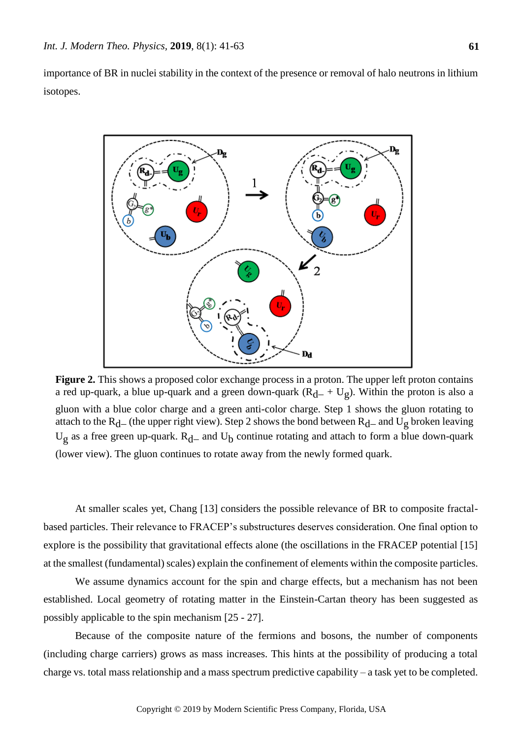importance of BR in nuclei stability in the context of the presence or removal of halo neutrons in lithium isotopes.

**Figure 2.** This shows a proposed color exchange process in a proton. The upper left proton contains a red up-quark, a blue up-quark and a green down-quark ($R_{d-}$ + $U_g$). Within the proton is also a gluon with a blue color charge and a green anti-color charge. Step 1 shows the gluon rotating to attach to the $R_{d-}$ (the upper right view). Step 2 shows the bond between $R_{d-}$ and $U_g$ broken leaving $U_g$ as a free green up-quark. $R_{d-}$ and $U_b$ continue rotating and attach to form a blue down-quark (lower view). The gluon continues to rotate away from the newly formed quark.

At smaller scales yet, Chang [13] considers the possible relevance of BR to composite fractal-based particles. Their relevance to FRACEP's substructures deserves consideration. One final option to explore is the possibility that gravitational effects alone (the oscillations in the FRACEP potential [15] at the smallest (fundamental) scales) explain the confinement of elements within the composite particles.

We assume dynamics account for the spin and charge effects, but a mechanism has not been established. Local geometry of rotating matter in the Einstein-Cartan theory has been suggested as possibly applicable to the spin mechanism [25 - 27].

Because of the composite nature of the fermions and bosons, the number of components (including charge carriers) grows as mass increases. This hints at the possibility of producing a total charge vs. total mass relationship and a mass spectrum predictive capability – a task yet to be completed.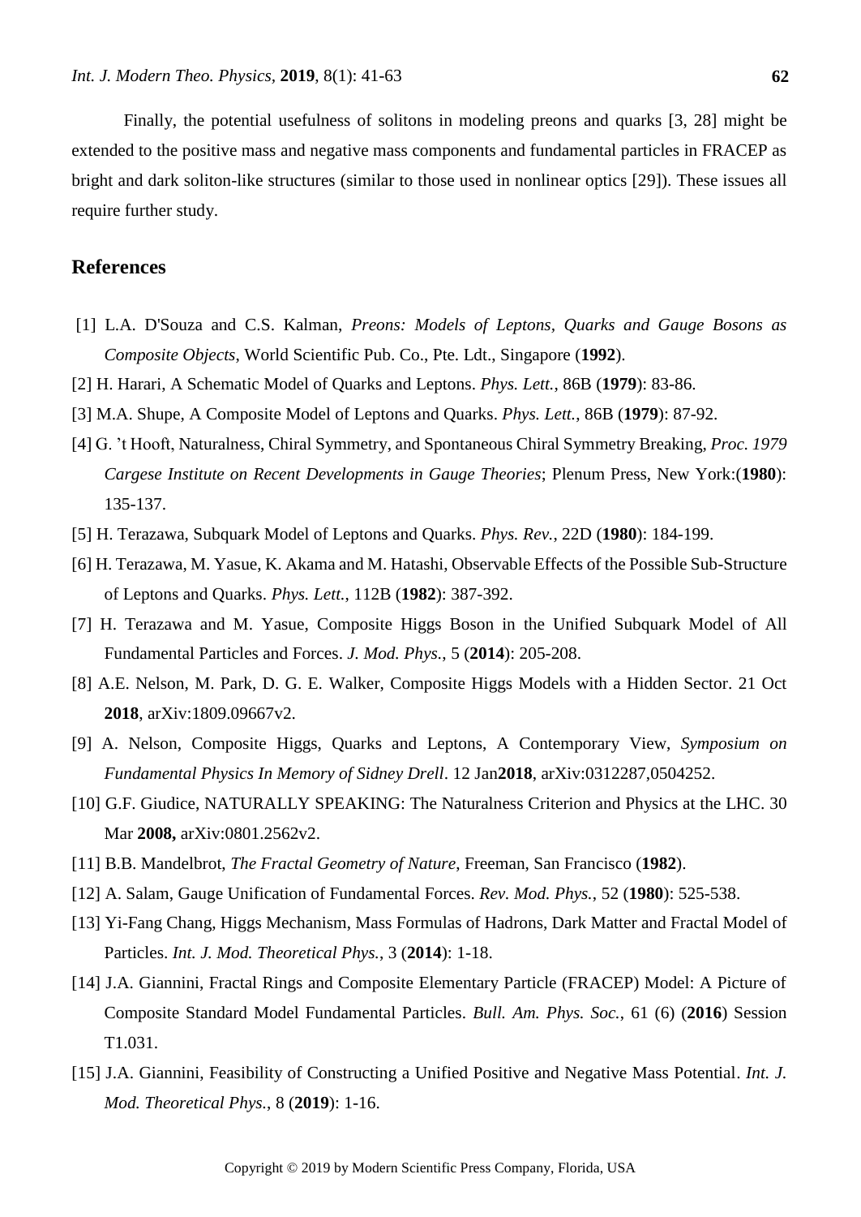Finally, the potential usefulness of solitons in modeling preons and quarks [3, 28] might be extended to the positive mass and negative mass components and fundamental particles in FRACEP as bright and dark soliton-like structures (similar to those used in nonlinear optics [29]). These issues all require further study.

## References

[1] L.A. D'Souza and C.S. Kalman, *Preons: Models of Leptons, Quarks and Gauge Bosons as Composite Objects*, World Scientific Pub. Co., Pte. Ldt., Singapore (**1992**).

[2] H. Harari, A Schematic Model of Quarks and Leptons. *Phys. Lett.*, 86B (**1979**): 83-86.

[3] M.A. Shupe, A Composite Model of Leptons and Quarks. *Phys. Lett.*, 86B (**1979**): 87-92.

[4] G. 't Hooft, Naturalness, Chiral Symmetry, and Spontaneous Chiral Symmetry Breaking, *Proc. 1979 Cargese Institute on Recent Developments in Gauge Theories*; Plenum Press, New York:(**1980**): 135-137.

[5] H. Terazawa, Subquark Model of Leptons and Quarks. *Phys. Rev.*, 22D (**1980**): 184-199.

[6] H. Terazawa, M. Yasue, K. Akama and M. Hatashi, Observable Effects of the Possible Sub-Structure of Leptons and Quarks. *Phys. Lett.*, 112B (**1982**): 387-392.

[7] H. Terazawa and M. Yasue, Composite Higgs Boson in the Unified Subquark Model of All Fundamental Particles and Forces. *J. Mod. Phys.*, 5 (**2014**): 205-208.

[8] A.E. Nelson, M. Park, D. G. E. Walker, Composite Higgs Models with a Hidden Sector. 21 Oct **2018**, arXiv:1809.09667v2.

[9] A. Nelson, Composite Higgs, Quarks and Leptons, A Contemporary View, *Symposium on Fundamental Physics In Memory of Sidney Drell*. 12 Jan**2018**, arXiv:0312287,0504252.

[10] G.F. Giudice, NATURALLY SPEAKING: The Naturalness Criterion and Physics at the LHC. 30 Mar **2008,** arXiv:0801.2562v2.

[11] B.B. Mandelbrot, *The Fractal Geometry of Nature*, Freeman, San Francisco (**1982**).

[12] A. Salam, Gauge Unification of Fundamental Forces. *Rev. Mod. Phys.*, 52 (**1980**): 525-538.

[13] Yi-Fang Chang, Higgs Mechanism, Mass Formulas of Hadrons, Dark Matter and Fractal Model of Particles. *Int. J. Mod. Theoretical Phys.*, 3 (**2014**): 1-18.

[14] J.A. Giannini, Fractal Rings and Composite Elementary Particle (FRACEP) Model: A Picture of Composite Standard Model Fundamental Particles. *Bull. Am. Phys. Soc.*, 61 (6) (**2016**) Session T1.031.

[15] J.A. Giannini, Feasibility of Constructing a Unified Positive and Negative Mass Potential. *Int. J. Mod. Theoretical Phys.*, 8 (**2019**): 1-16.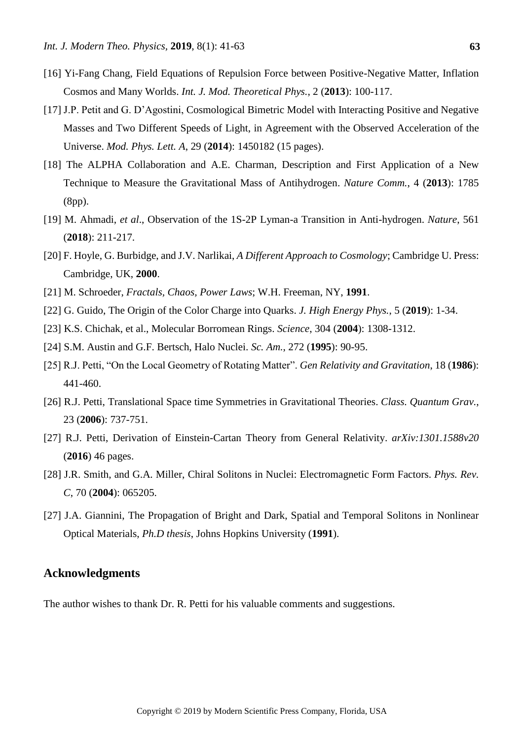[16] Yi-Fang Chang, Field Equations of Repulsion Force between Positive-Negative Matter, Inflation Cosmos and Many Worlds. *Int. J. Mod. Theoretical Phys.*, 2 (**2013**): 100-117.

[17] J.P. Petit and G. D'Agostini, Cosmological Bimetric Model with Interacting Positive and Negative Masses and Two Different Speeds of Light, in Agreement with the Observed Acceleration of the Universe. *Mod. Phys. Lett. A*, 29 (**2014**): 1450182 (15 pages).

[18] The ALPHA Collaboration and A.E. Charman, Description and First Application of a New Technique to Measure the Gravitational Mass of Antihydrogen. *Nature Comm.*, 4 (**2013**): 1785 (8pp).

[19] M. Ahmadi, *et al*., Observation of the 1S-2P Lyman-a Transition in Anti-hydrogen. *Nature*, 561 (**2018**): 211-217.

[20] F. Hoyle, G. Burbidge, and J.V. Narlikai, *A Different Approach to Cosmology*; Cambridge U. Press: Cambridge, UK, **2000**.

[21] M. Schroeder, *Fractals, Chaos, Power Laws*; W.H. Freeman, NY, **1991**.

[22] G. Guido, The Origin of the Color Charge into Quarks. *J. High Energy Phys.*, 5 (**2019**): 1-34.

[23] K.S. Chichak, et al., Molecular Borromean Rings. *Science*, 304 (**2004**): 1308-1312.

[24] S.M. Austin and G.F. Bertsch, Halo Nuclei. *Sc. Am.*, 272 (**1995**): 90-95.

[25] R.J. Petti, "On the Local Geometry of Rotating Matter". *Gen Relativity and Gravitation*, 18 (**1986**): 441-460.

[26] R.J. Petti, Translational Space time Symmetries in Gravitational Theories. *Class. Quantum Grav.*, 23 (**2006**): 737-751.

[27] R.J. Petti, Derivation of Einstein-Cartan Theory from General Relativity. *arXiv:1301.1588v20* (**2016**) 46 pages.

[28] J.R. Smith, and G.A. Miller, Chiral Solitons in Nuclei: Electromagnetic Form Factors. *Phys. Rev. C*, 70 (**2004**): 065205.

[27] J.A. Giannini, The Propagation of Bright and Dark, Spatial and Temporal Solitons in Nonlinear Optical Materials, *Ph.D thesis*, Johns Hopkins University (**1991**).

## Acknowledgments

The author wishes to thank Dr. R. Petti for his valuable comments and suggestions.